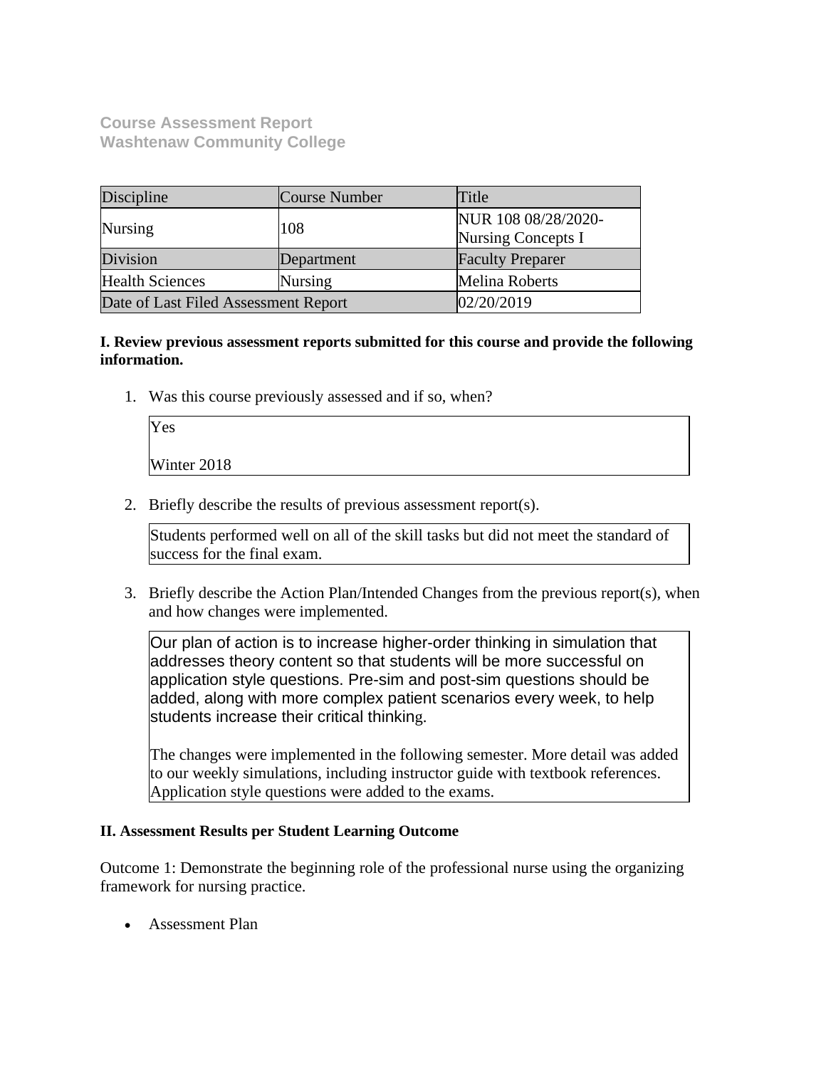**Course Assessment Report**
**Washtenaw Community College**

| Discipline | Course Number | Title |
|---|---|---|
| Nursing | 108 | NUR 108 08/28/2020-Nursing Concepts I |
| Division | Department | Faculty Preparer |
| Health Sciences | Nursing | Melina Roberts |
| Date of Last Filed Assessment Report | | 02/20/2019 |

**I. Review previous assessment reports submitted for this course and provide the following information.**

1. Was this course previously assessed and if so, when?

   Yes

   Winter 2018

2. Briefly describe the results of previous assessment report(s).

   Students performed well on all of the skill tasks but did not meet the standard of success for the final exam.

3. Briefly describe the Action Plan/Intended Changes from the previous report(s), when and how changes were implemented.

   Our plan of action is to increase higher-order thinking in simulation that addresses theory content so that students will be more successful on application style questions. Pre-sim and post-sim questions should be added, along with more complex patient scenarios every week, to help students increase their critical thinking.

   The changes were implemented in the following semester. More detail was added to our weekly simulations, including instructor guide with textbook references. Application style questions were added to the exams.

**II. Assessment Results per Student Learning Outcome**

Outcome 1: Demonstrate the beginning role of the professional nurse using the organizing framework for nursing practice.

- Assessment Plan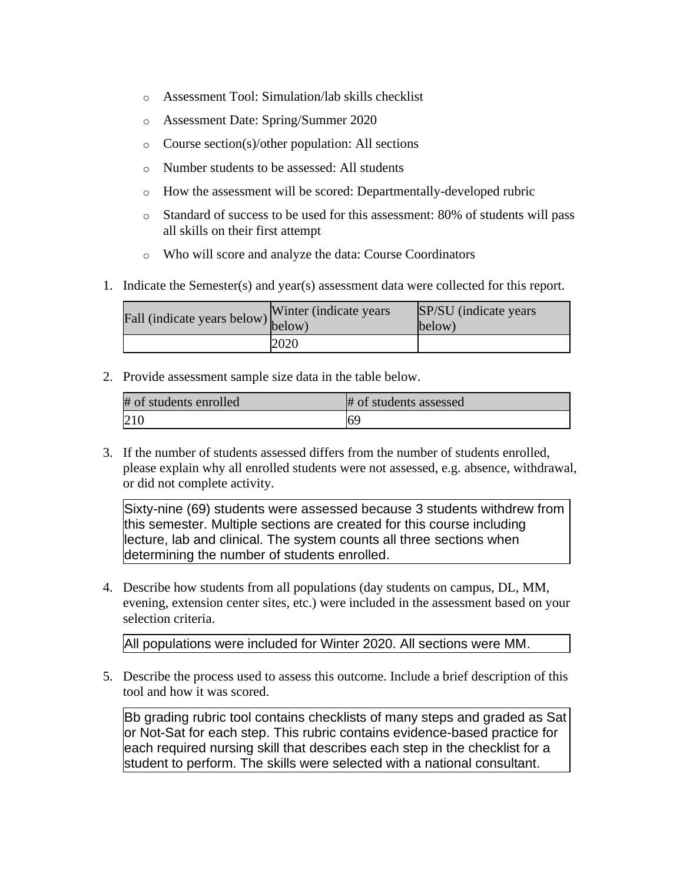- Assessment Tool: Simulation/lab skills checklist
- Assessment Date: Spring/Summer 2020
- Course section(s)/other population: All sections
- Number students to be assessed: All students
- How the assessment will be scored: Departmentally-developed rubric
- Standard of success to be used for this assessment: 80% of students will pass all skills on their first attempt
- Who will score and analyze the data: Course Coordinators

1. Indicate the Semester(s) and year(s) assessment data were collected for this report.

| Fall (indicate years below) | Winter (indicate years below) | SP/SU (indicate years below) |
|---|---|---|
| | 2020 | |

2. Provide assessment sample size data in the table below.

| # of students enrolled | # of students assessed |
|---|---|
| 210 | 69 |

3. If the number of students assessed differs from the number of students enrolled, please explain why all enrolled students were not assessed, e.g. absence, withdrawal, or did not complete activity.

Sixty-nine (69) students were assessed because 3 students withdrew from this semester. Multiple sections are created for this course including lecture, lab and clinical. The system counts all three sections when determining the number of students enrolled.

4. Describe how students from all populations (day students on campus, DL, MM, evening, extension center sites, etc.) were included in the assessment based on your selection criteria.

All populations were included for Winter 2020. All sections were MM.

5. Describe the process used to assess this outcome. Include a brief description of this tool and how it was scored.

Bb grading rubric tool contains checklists of many steps and graded as Sat or Not-Sat for each step. This rubric contains evidence-based practice for each required nursing skill that describes each step in the checklist for a student to perform. The skills were selected with a national consultant.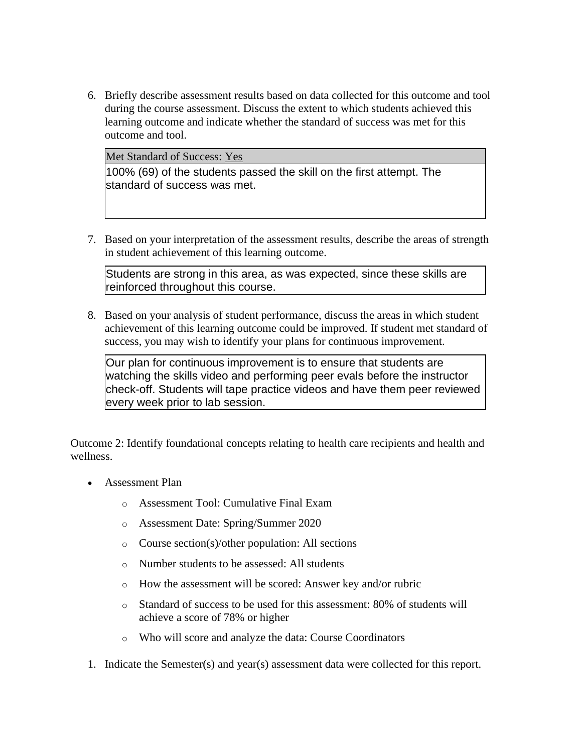6. Briefly describe assessment results based on data collected for this outcome and tool during the course assessment. Discuss the extent to which students achieved this learning outcome and indicate whether the standard of success was met for this outcome and tool.

| Met Standard of Success: Yes |
| --- |
| 100% (69) of the students passed the skill on the first attempt. The standard of success was met. |

7. Based on your interpretation of the assessment results, describe the areas of strength in student achievement of this learning outcome.

| Students are strong in this area, as was expected, since these skills are reinforced throughout this course. |
| --- |

8. Based on your analysis of student performance, discuss the areas in which student achievement of this learning outcome could be improved. If student met standard of success, you may wish to identify your plans for continuous improvement.

| Our plan for continuous improvement is to ensure that students are watching the skills video and performing peer evals before the instructor check-off. Students will tape practice videos and have them peer reviewed every week prior to lab session. |
| --- |

Outcome 2: Identify foundational concepts relating to health care recipients and health and wellness.

- Assessment Plan
    - Assessment Tool: Cumulative Final Exam
    - Assessment Date: Spring/Summer 2020
    - Course section(s)/other population: All sections
    - Number students to be assessed: All students
    - How the assessment will be scored: Answer key and/or rubric
    - Standard of success to be used for this assessment: 80% of students will achieve a score of 78% or higher
    - Who will score and analyze the data: Course Coordinators

1. Indicate the Semester(s) and year(s) assessment data were collected for this report.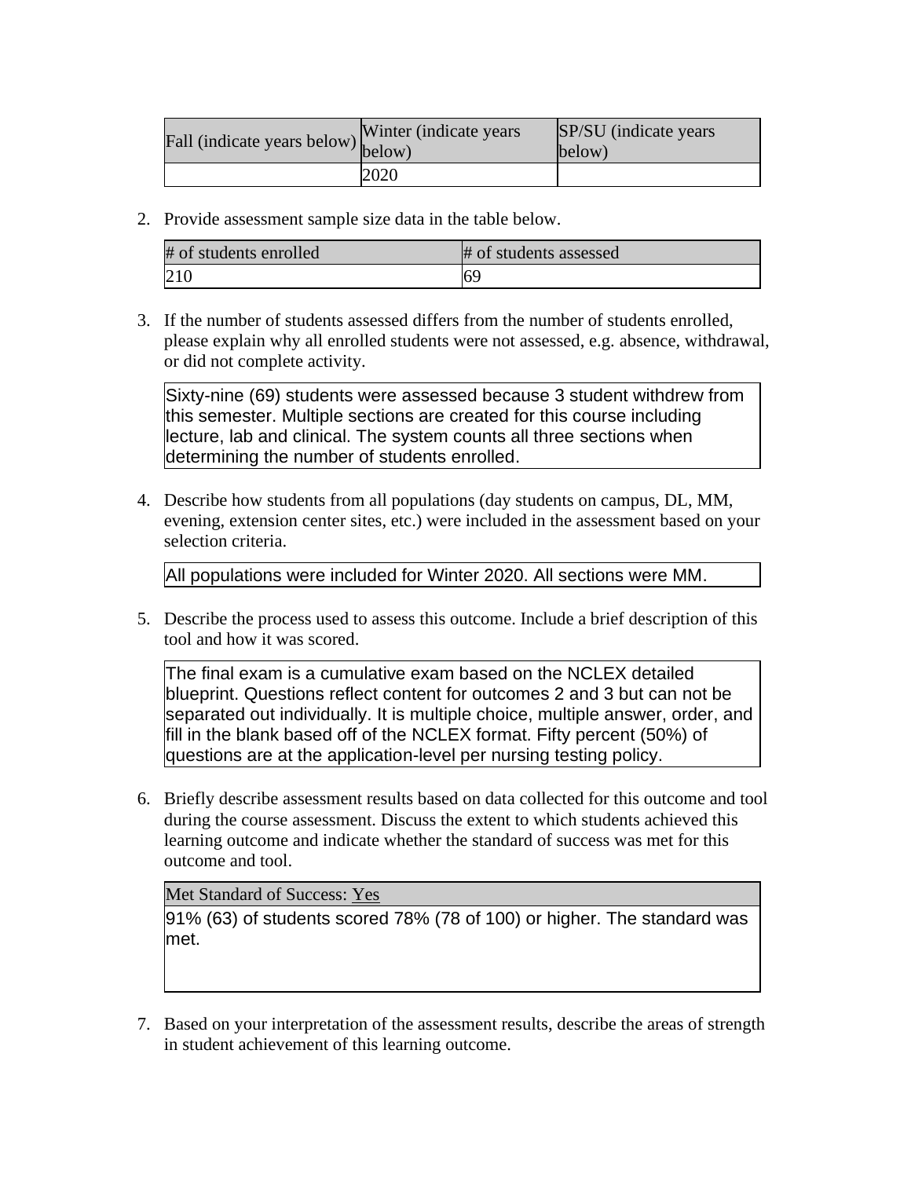| Fall (indicate years below) | Winter (indicate years below) | SP/SU (indicate years below) |
|---|---|---|
| | 2020 | |

2. Provide assessment sample size data in the table below.

| # of students enrolled | # of students assessed |
|---|---|
| 210 | 69 |

3. If the number of students assessed differs from the number of students enrolled, please explain why all enrolled students were not assessed, e.g. absence, withdrawal, or did not complete activity.

| Sixty-nine (69) students were assessed because 3 student withdrew from this semester. Multiple sections are created for this course including lecture, lab and clinical. The system counts all three sections when determining the number of students enrolled. |
|---|

4. Describe how students from all populations (day students on campus, DL, MM, evening, extension center sites, etc.) were included in the assessment based on your selection criteria.

| All populations were included for Winter 2020. All sections were MM. |
|---|

5. Describe the process used to assess this outcome. Include a brief description of this tool and how it was scored.

| The final exam is a cumulative exam based on the NCLEX detailed blueprint. Questions reflect content for outcomes 2 and 3 but can not be separated out individually. It is multiple choice, multiple answer, order, and fill in the blank based off of the NCLEX format. Fifty percent (50%) of questions are at the application-level per nursing testing policy. |
|---|

6. Briefly describe assessment results based on data collected for this outcome and tool during the course assessment. Discuss the extent to which students achieved this learning outcome and indicate whether the standard of success was met for this outcome and tool.

| Met Standard of Success: Yes |
|---|
| 91% (63) of students scored 78% (78 of 100) or higher. The standard was met. |

7. Based on your interpretation of the assessment results, describe the areas of strength in student achievement of this learning outcome.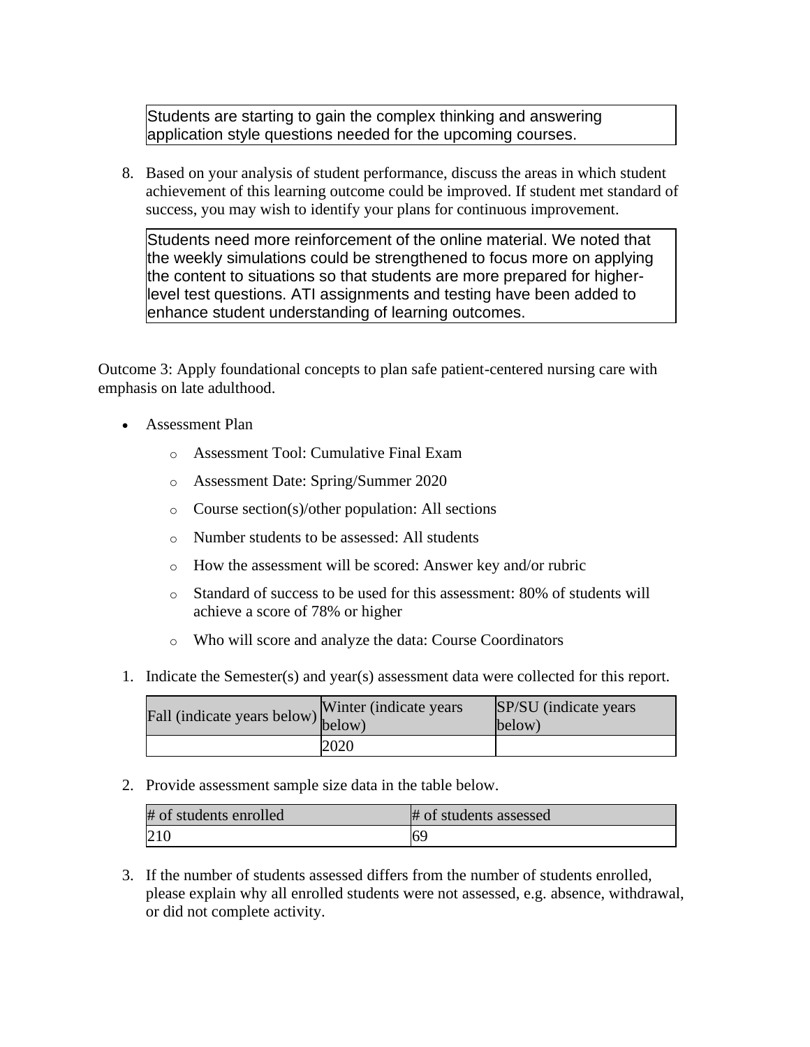Students are starting to gain the complex thinking and answering application style questions needed for the upcoming courses.

8. Based on your analysis of student performance, discuss the areas in which student achievement of this learning outcome could be improved. If student met standard of success, you may wish to identify your plans for continuous improvement.

Students need more reinforcement of the online material. We noted that the weekly simulations could be strengthened to focus more on applying the content to situations so that students are more prepared for higher-level test questions. ATI assignments and testing have been added to enhance student understanding of learning outcomes.

Outcome 3: Apply foundational concepts to plan safe patient-centered nursing care with emphasis on late adulthood.

- Assessment Plan
    - Assessment Tool: Cumulative Final Exam
    - Assessment Date: Spring/Summer 2020
    - Course section(s)/other population: All sections
    - Number students to be assessed: All students
    - How the assessment will be scored: Answer key and/or rubric
    - Standard of success to be used for this assessment: 80% of students will achieve a score of 78% or higher
    - Who will score and analyze the data: Course Coordinators

1. Indicate the Semester(s) and year(s) assessment data were collected for this report.

| Fall (indicate years below) | Winter (indicate years below) | SP/SU (indicate years below) |
|---|---|---|
| | 2020 | |

2. Provide assessment sample size data in the table below.

| # of students enrolled | # of students assessed |
|---|---|
| 210 | 69 |

3. If the number of students assessed differs from the number of students enrolled, please explain why all enrolled students were not assessed, e.g. absence, withdrawal, or did not complete activity.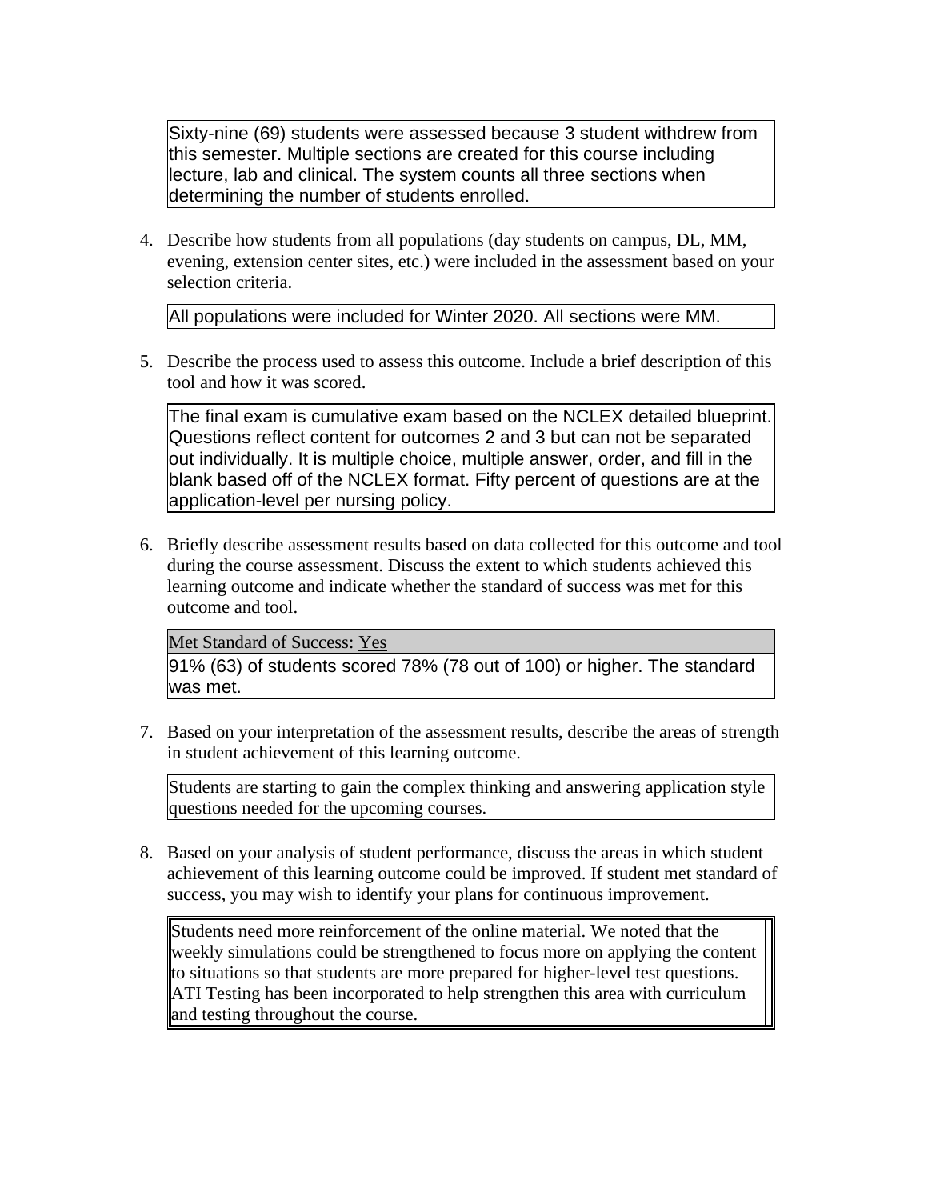Sixty-nine (69) students were assessed because 3 student withdrew from this semester. Multiple sections are created for this course including lecture, lab and clinical. The system counts all three sections when determining the number of students enrolled.

4. Describe how students from all populations (day students on campus, DL, MM, evening, extension center sites, etc.) were included in the assessment based on your selection criteria.

All populations were included for Winter 2020. All sections were MM.

5. Describe the process used to assess this outcome. Include a brief description of this tool and how it was scored.

The final exam is cumulative exam based on the NCLEX detailed blueprint. Questions reflect content for outcomes 2 and 3 but can not be separated out individually. It is multiple choice, multiple answer, order, and fill in the blank based off of the NCLEX format. Fifty percent of questions are at the application-level per nursing policy.

6. Briefly describe assessment results based on data collected for this outcome and tool during the course assessment. Discuss the extent to which students achieved this learning outcome and indicate whether the standard of success was met for this outcome and tool.

Met Standard of Success: Yes

91% (63) of students scored 78% (78 out of 100) or higher. The standard was met.

7. Based on your interpretation of the assessment results, describe the areas of strength in student achievement of this learning outcome.

Students are starting to gain the complex thinking and answering application style questions needed for the upcoming courses.

8. Based on your analysis of student performance, discuss the areas in which student achievement of this learning outcome could be improved. If student met standard of success, you may wish to identify your plans for continuous improvement.

Students need more reinforcement of the online material. We noted that the weekly simulations could be strengthened to focus more on applying the content to situations so that students are more prepared for higher-level test questions. ATI Testing has been incorporated to help strengthen this area with curriculum and testing throughout the course.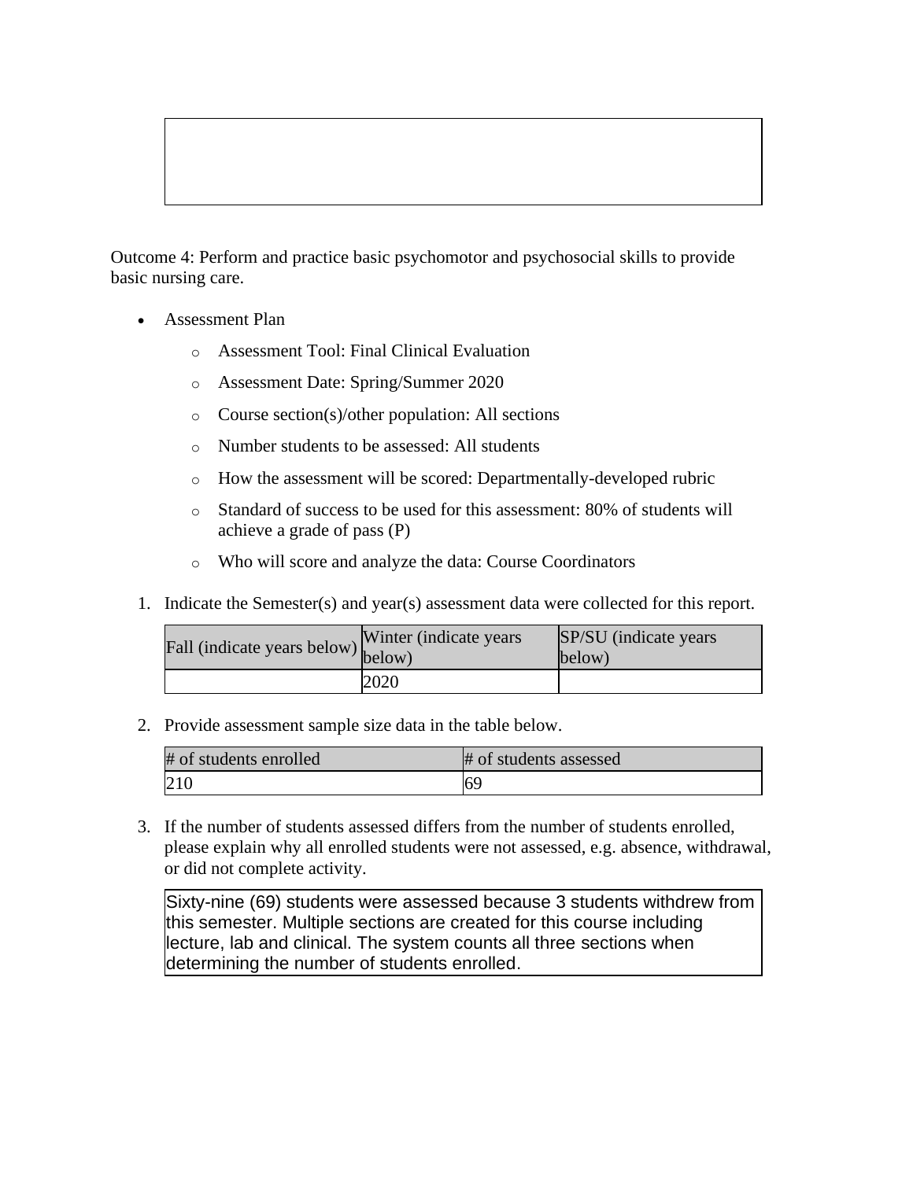Outcome 4: Perform and practice basic psychomotor and psychosocial skills to provide basic nursing care.

- Assessment Plan
    - Assessment Tool: Final Clinical Evaluation
    - Assessment Date: Spring/Summer 2020
    - Course section(s)/other population: All sections
    - Number students to be assessed: All students
    - How the assessment will be scored: Departmentally-developed rubric
    - Standard of success to be used for this assessment: 80% of students will achieve a grade of pass (P)
    - Who will score and analyze the data: Course Coordinators

1. Indicate the Semester(s) and year(s) assessment data were collected for this report.

| Fall (indicate years below) | Winter (indicate years below) | SP/SU (indicate years below) |
|---|---|---|
| | 2020 | |

2. Provide assessment sample size data in the table below.

| # of students enrolled | # of students assessed |
|---|---|
| 210 | 69 |

3. If the number of students assessed differs from the number of students enrolled, please explain why all enrolled students were not assessed, e.g. absence, withdrawal, or did not complete activity.

Sixty-nine (69) students were assessed because 3 students withdrew from this semester. Multiple sections are created for this course including lecture, lab and clinical. The system counts all three sections when determining the number of students enrolled.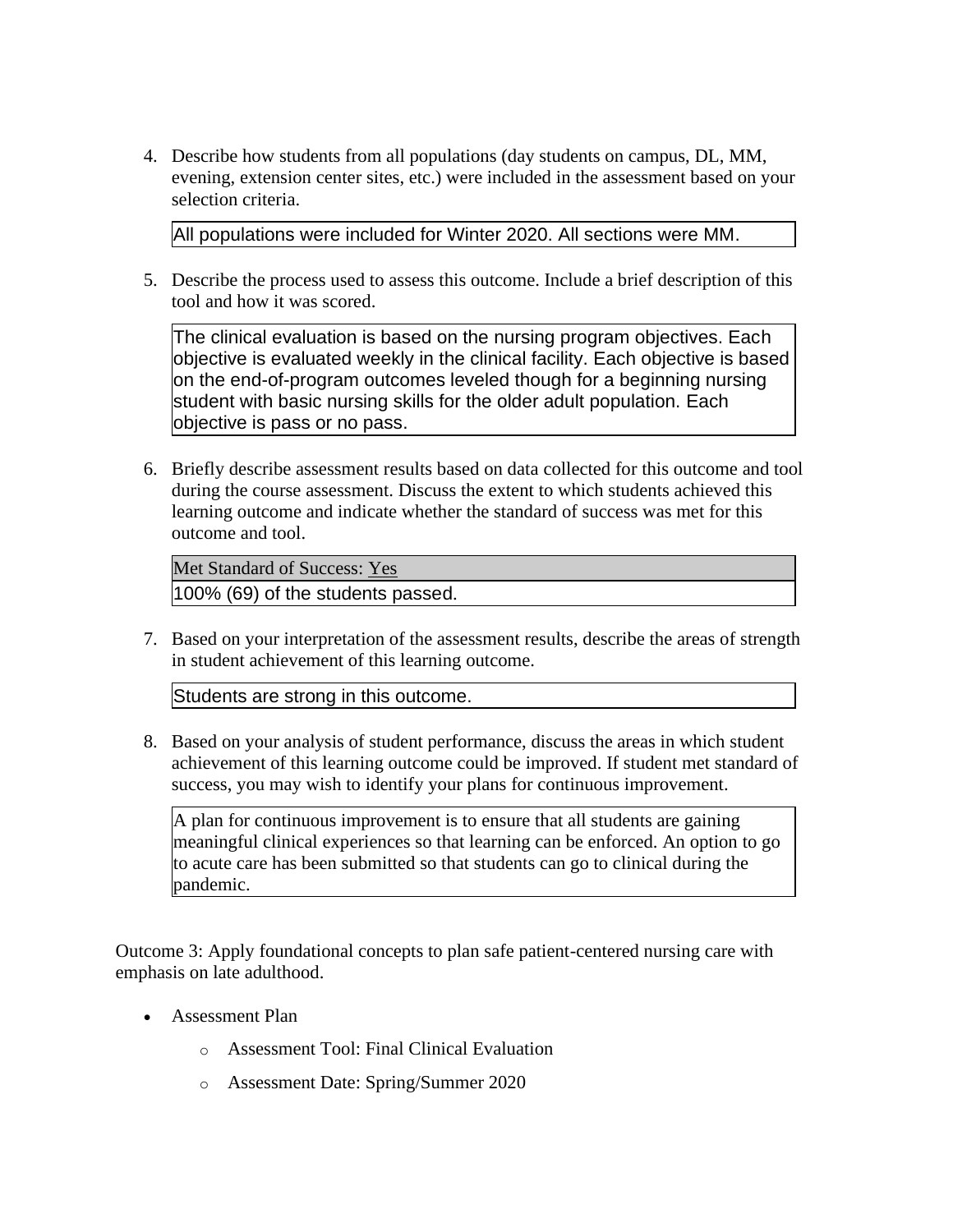4. Describe how students from all populations (day students on campus, DL, MM, evening, extension center sites, etc.) were included in the assessment based on your selection criteria.

   All populations were included for Winter 2020. All sections were MM.

5. Describe the process used to assess this outcome. Include a brief description of this tool and how it was scored.

   The clinical evaluation is based on the nursing program objectives. Each objective is evaluated weekly in the clinical facility. Each objective is based on the end-of-program outcomes leveled though for a beginning nursing student with basic nursing skills for the older adult population. Each objective is pass or no pass.

6. Briefly describe assessment results based on data collected for this outcome and tool during the course assessment. Discuss the extent to which students achieved this learning outcome and indicate whether the standard of success was met for this outcome and tool.

   | Met Standard of Success: Yes |
   | --- |
   | 100% (69) of the students passed. |

7. Based on your interpretation of the assessment results, describe the areas of strength in student achievement of this learning outcome.

   Students are strong in this outcome.

8. Based on your analysis of student performance, discuss the areas in which student achievement of this learning outcome could be improved. If student met standard of success, you may wish to identify your plans for continuous improvement.

   A plan for continuous improvement is to ensure that all students are gaining meaningful clinical experiences so that learning can be enforced. An option to go to acute care has been submitted so that students can go to clinical during the pandemic.

Outcome 3: Apply foundational concepts to plan safe patient-centered nursing care with emphasis on late adulthood.

- Assessment Plan
  - Assessment Tool: Final Clinical Evaluation
  - Assessment Date: Spring/Summer 2020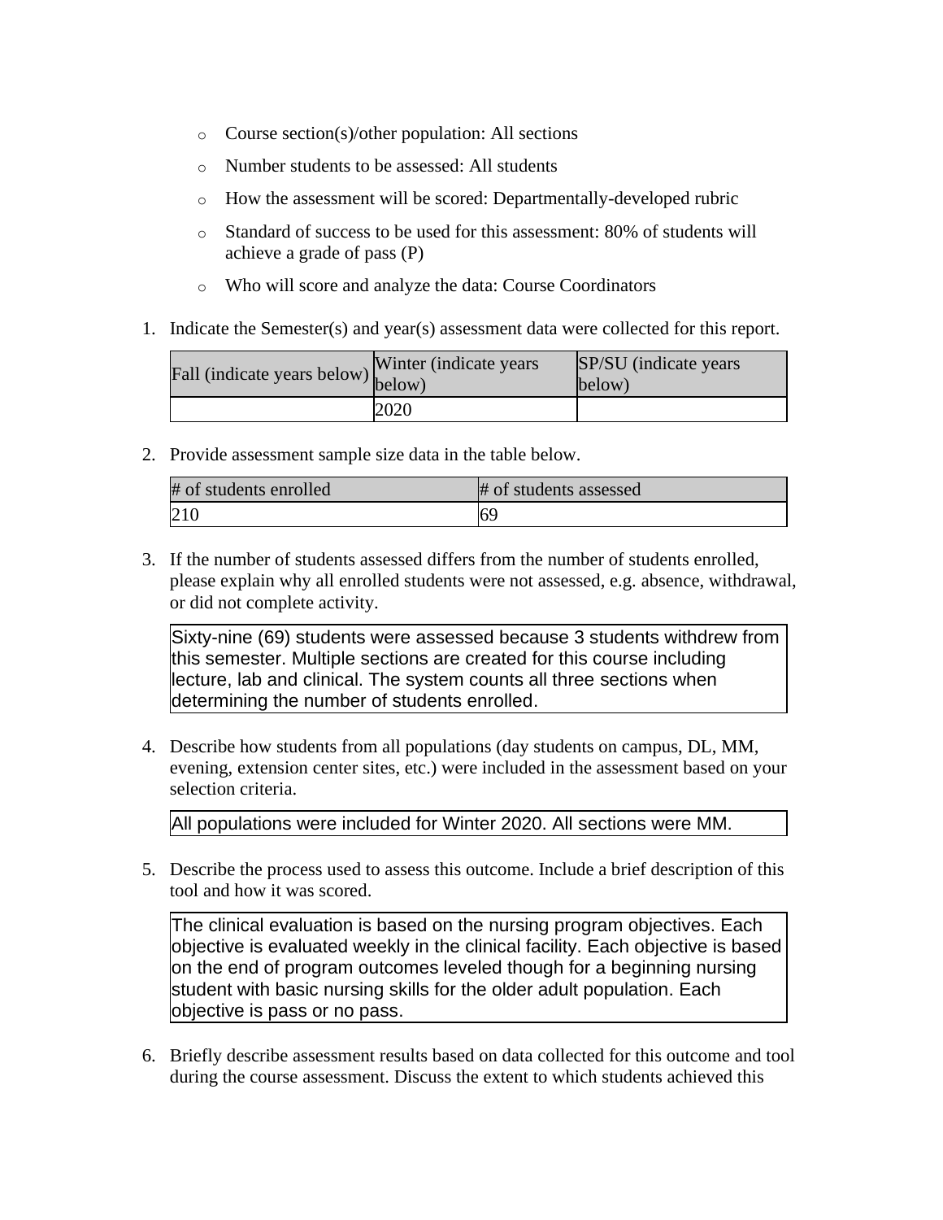- Course section(s)/other population: All sections
- Number students to be assessed: All students
- How the assessment will be scored: Departmentally-developed rubric
- Standard of success to be used for this assessment: 80% of students will achieve a grade of pass (P)
- Who will score and analyze the data: Course Coordinators

1. Indicate the Semester(s) and year(s) assessment data were collected for this report.

| Fall (indicate years below) | Winter (indicate years below) | SP/SU (indicate years below) |
|---|---|---|
| | 2020 | |

2. Provide assessment sample size data in the table below.

| # of students enrolled | # of students assessed |
|---|---|
| 210 | 69 |

3. If the number of students assessed differs from the number of students enrolled, please explain why all enrolled students were not assessed, e.g. absence, withdrawal, or did not complete activity.

   Sixty-nine (69) students were assessed because 3 students withdrew from this semester. Multiple sections are created for this course including lecture, lab and clinical. The system counts all three sections when determining the number of students enrolled.

4. Describe how students from all populations (day students on campus, DL, MM, evening, extension center sites, etc.) were included in the assessment based on your selection criteria.

   All populations were included for Winter 2020. All sections were MM.

5. Describe the process used to assess this outcome. Include a brief description of this tool and how it was scored.

   The clinical evaluation is based on the nursing program objectives. Each objective is evaluated weekly in the clinical facility. Each objective is based on the end of program outcomes leveled though for a beginning nursing student with basic nursing skills for the older adult population. Each objective is pass or no pass.

6. Briefly describe assessment results based on data collected for this outcome and tool during the course assessment. Discuss the extent to which students achieved this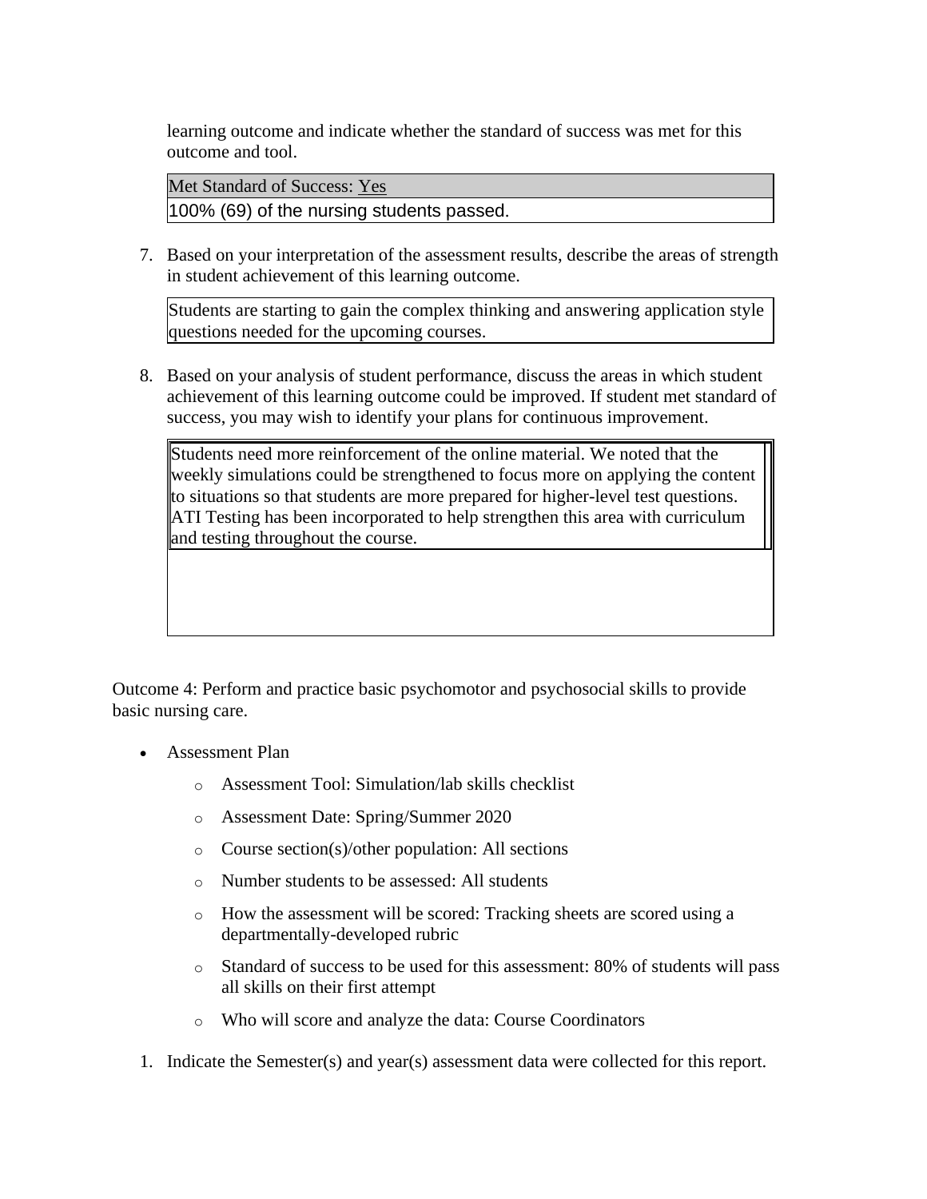learning outcome and indicate whether the standard of success was met for this outcome and tool.

| Met Standard of Success: Yes |
|---|
| 100% (69) of the nursing students passed. |

7. Based on your interpretation of the assessment results, describe the areas of strength in student achievement of this learning outcome.

| Students are starting to gain the complex thinking and answering application style questions needed for the upcoming courses. |
|---|

8. Based on your analysis of student performance, discuss the areas in which student achievement of this learning outcome could be improved. If student met standard of success, you may wish to identify your plans for continuous improvement.

| Students need more reinforcement of the online material. We noted that the weekly simulations could be strengthened to focus more on applying the content to situations so that students are more prepared for higher-level test questions. ATI Testing has been incorporated to help strengthen this area with curriculum and testing throughout the course. |
|---|

Outcome 4: Perform and practice basic psychomotor and psychosocial skills to provide basic nursing care.

- Assessment Plan
  - Assessment Tool: Simulation/lab skills checklist
  - Assessment Date: Spring/Summer 2020
  - Course section(s)/other population: All sections
  - Number students to be assessed: All students
  - How the assessment will be scored: Tracking sheets are scored using a departmentally-developed rubric
  - Standard of success to be used for this assessment: 80% of students will pass all skills on their first attempt
  - Who will score and analyze the data: Course Coordinators

1. Indicate the Semester(s) and year(s) assessment data were collected for this report.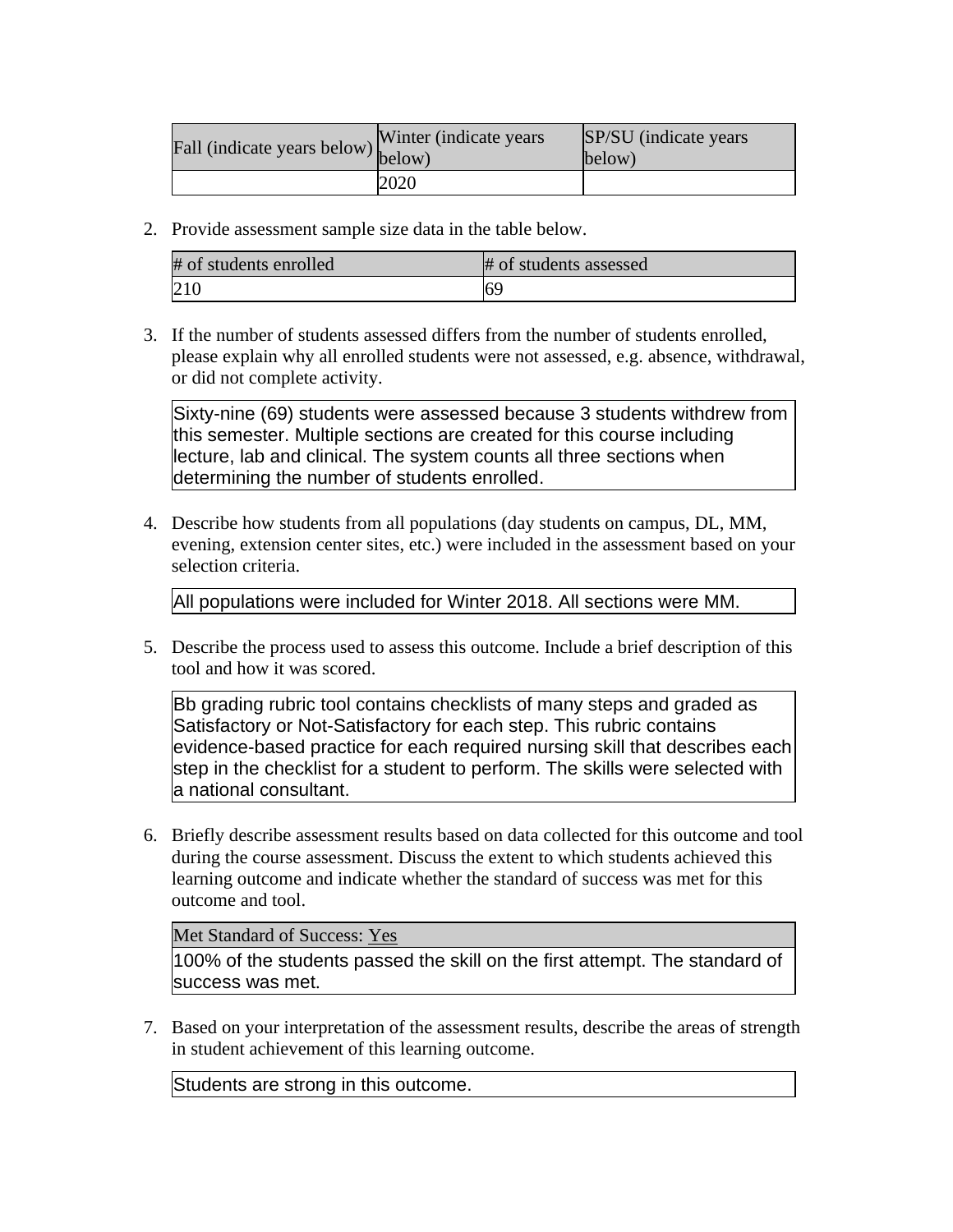| Fall (indicate years below) | Winter (indicate years below) | SP/SU (indicate years below) |
|---|---|---|
| | 2020 | |

2. Provide assessment sample size data in the table below.

| # of students enrolled | # of students assessed |
|---|---|
| 210 | 69 |

3. If the number of students assessed differs from the number of students enrolled, please explain why all enrolled students were not assessed, e.g. absence, withdrawal, or did not complete activity.

| Sixty-nine (69) students were assessed because 3 students withdrew from this semester. Multiple sections are created for this course including lecture, lab and clinical. The system counts all three sections when determining the number of students enrolled. |
|---|

4. Describe how students from all populations (day students on campus, DL, MM, evening, extension center sites, etc.) were included in the assessment based on your selection criteria.

| All populations were included for Winter 2018. All sections were MM. |
|---|

5. Describe the process used to assess this outcome. Include a brief description of this tool and how it was scored.

| Bb grading rubric tool contains checklists of many steps and graded as Satisfactory or Not-Satisfactory for each step. This rubric contains evidence-based practice for each required nursing skill that describes each step in the checklist for a student to perform. The skills were selected with a national consultant. |
|---|

6. Briefly describe assessment results based on data collected for this outcome and tool during the course assessment. Discuss the extent to which students achieved this learning outcome and indicate whether the standard of success was met for this outcome and tool.

| Met Standard of Success: Yes |
|---|
| 100% of the students passed the skill on the first attempt. The standard of success was met. |

7. Based on your interpretation of the assessment results, describe the areas of strength in student achievement of this learning outcome.

| Students are strong in this outcome. |
|---|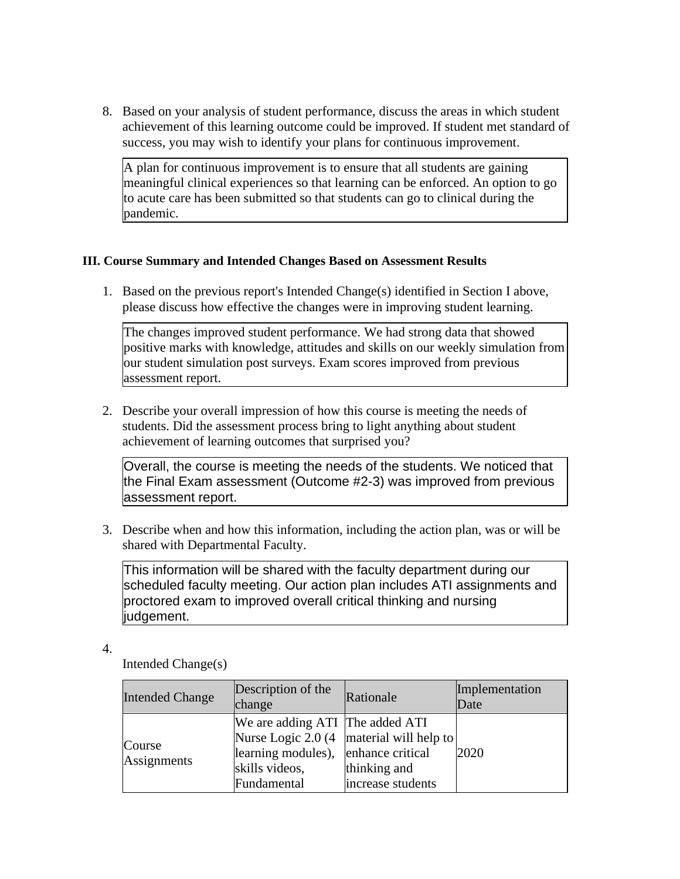8. Based on your analysis of student performance, discuss the areas in which student achievement of this learning outcome could be improved. If student met standard of success, you may wish to identify your plans for continuous improvement.

   A plan for continuous improvement is to ensure that all students are gaining meaningful clinical experiences so that learning can be enforced. An option to go to acute care has been submitted so that students can go to clinical during the pandemic.

### III. Course Summary and Intended Changes Based on Assessment Results

1. Based on the previous report's Intended Change(s) identified in Section I above, please discuss how effective the changes were in improving student learning.

   The changes improved student performance. We had strong data that showed positive marks with knowledge, attitudes and skills on our weekly simulation from our student simulation post surveys. Exam scores improved from previous assessment report.

2. Describe your overall impression of how this course is meeting the needs of students. Did the assessment process bring to light anything about student achievement of learning outcomes that surprised you?

   Overall, the course is meeting the needs of the students. We noticed that the Final Exam assessment (Outcome #2-3) was improved from previous assessment report.

3. Describe when and how this information, including the action plan, was or will be shared with Departmental Faculty.

   This information will be shared with the faculty department during our scheduled faculty meeting. Our action plan includes ATI assignments and proctored exam to improved overall critical thinking and nursing judgement.

4. Intended Change(s)

| Intended Change | Description of the change | Rationale | Implementation Date |
|---|---|---|---|
| Course Assignments | We are adding ATI Nurse Logic 2.0 (4 learning modules), skills videos, Fundamental | The added ATI material will help to enhance critical thinking and increase students | 2020 |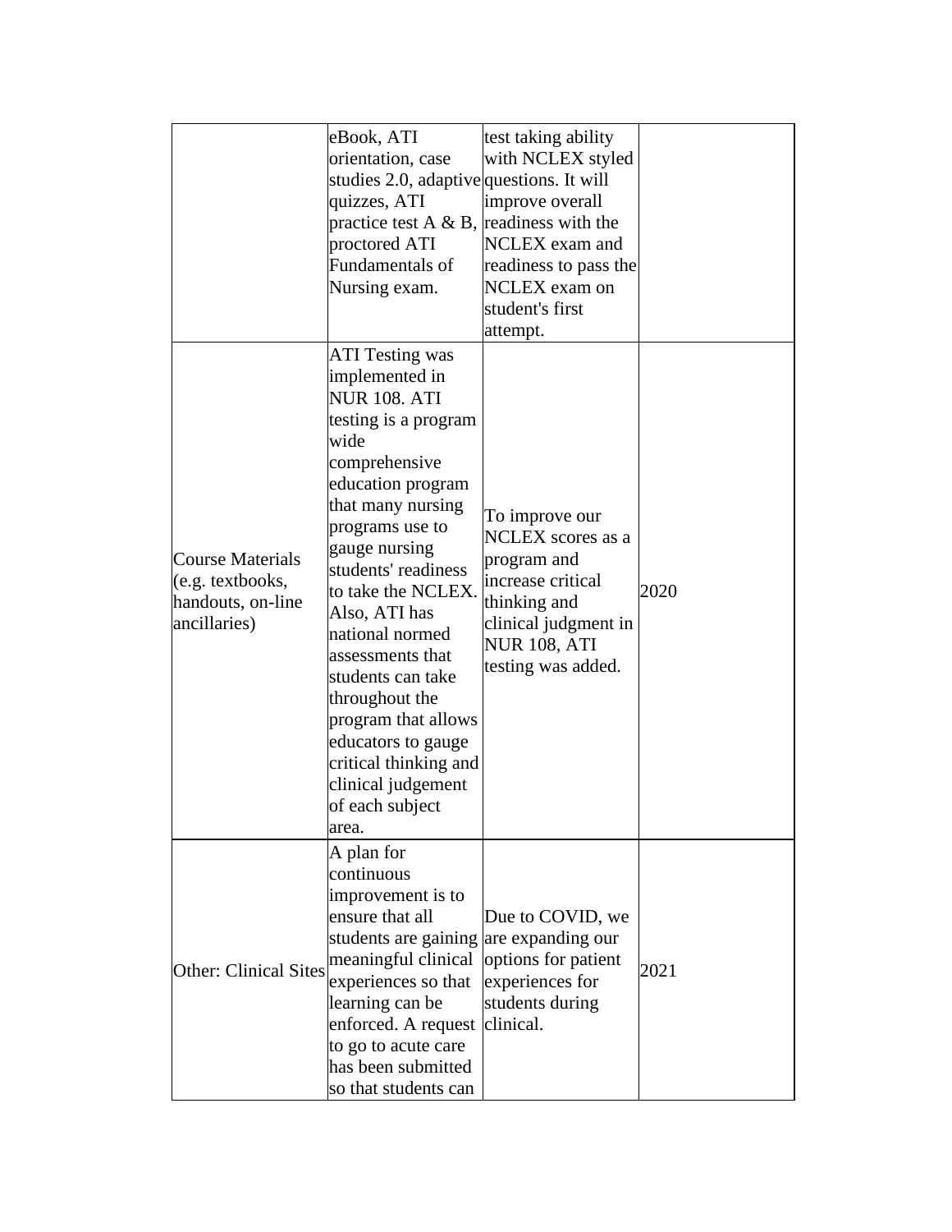| | | | |
|---|---|---|---|
| | eBook, ATI orientation, case studies 2.0, adaptive quizzes, ATI practice test A & B, proctored ATI Fundamentals of Nursing exam. | test taking ability with NCLEX styled questions. It will improve overall readiness with the NCLEX exam and readiness to pass the NCLEX exam on student's first attempt. | |
| Course Materials (e.g. textbooks, handouts, on-line ancillaries) | ATI Testing was implemented in NUR 108. ATI testing is a program wide comprehensive education program that many nursing programs use to gauge nursing students' readiness to take the NCLEX. Also, ATI has national normed assessments that students can take throughout the program that allows educators to gauge critical thinking and clinical judgement of each subject area. | To improve our NCLEX scores as a program and increase critical thinking and clinical judgment in NUR 108, ATI testing was added. | 2020 |
| Other: Clinical Sites | A plan for continuous improvement is to ensure that all students are gaining meaningful clinical experiences so that learning can be enforced. A request to go to acute care has been submitted so that students can | Due to COVID, we are expanding our options for patient experiences for students during clinical. | 2021 |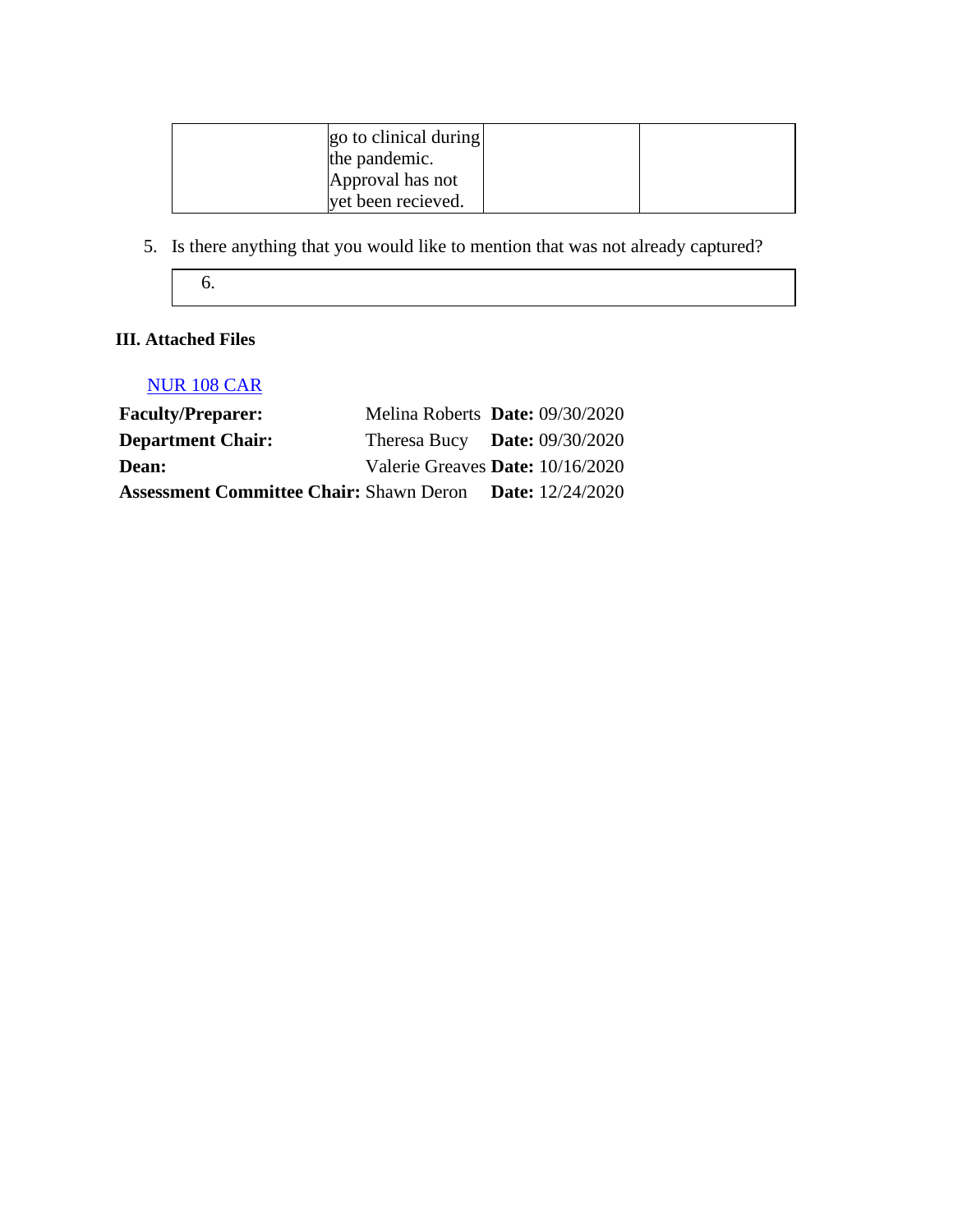| | | | |
|---|---|---|---|
| | go to clinical during the pandemic. Approval has not yet been recieved. | | |

5. Is there anything that you would like to mention that was not already captured?

| 6. |
|---|

**III. Attached Files**

NUR 108 CAR

| | | |
|---|---|---|
| **Faculty/Preparer:** | Melina Roberts | **Date:** 09/30/2020 |
| **Department Chair:** | Theresa Bucy | **Date:** 09/30/2020 |
| **Dean:** | Valerie Greaves | **Date:** 10/16/2020 |
| **Assessment Committee Chair:** | Shawn Deron | **Date:** 12/24/2020 |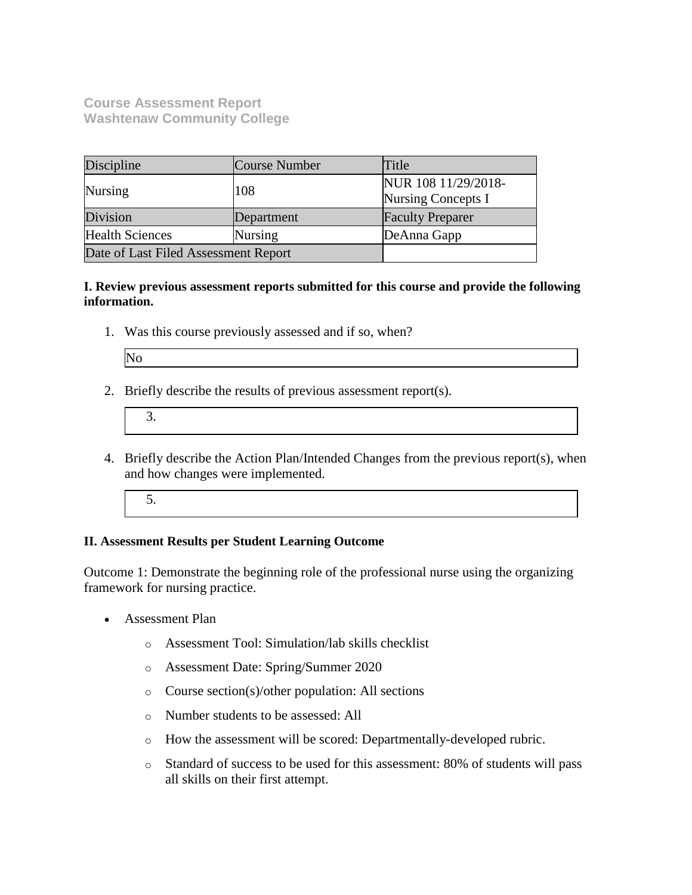**Course Assessment Report**
**Washtenaw Community College**

| Discipline | Course Number | Title |
|---|---|---|
| Nursing | 108 | NUR 108 11/29/2018-Nursing Concepts I |
| Division | Department | Faculty Preparer |
| Health Sciences | Nursing | DeAnna Gapp |
| Date of Last Filed Assessment Report | | |

**I. Review previous assessment reports submitted for this course and provide the following information.**

1. Was this course previously assessed and if so, when?

   No

2. Briefly describe the results of previous assessment report(s).

3. 

4. Briefly describe the Action Plan/Intended Changes from the previous report(s), when and how changes were implemented.

5. 

**II. Assessment Results per Student Learning Outcome**

Outcome 1: Demonstrate the beginning role of the professional nurse using the organizing framework for nursing practice.

- Assessment Plan
  - Assessment Tool: Simulation/lab skills checklist
  - Assessment Date: Spring/Summer 2020
  - Course section(s)/other population: All sections
  - Number students to be assessed: All
  - How the assessment will be scored: Departmentally-developed rubric.
  - Standard of success to be used for this assessment: 80% of students will pass all skills on their first attempt.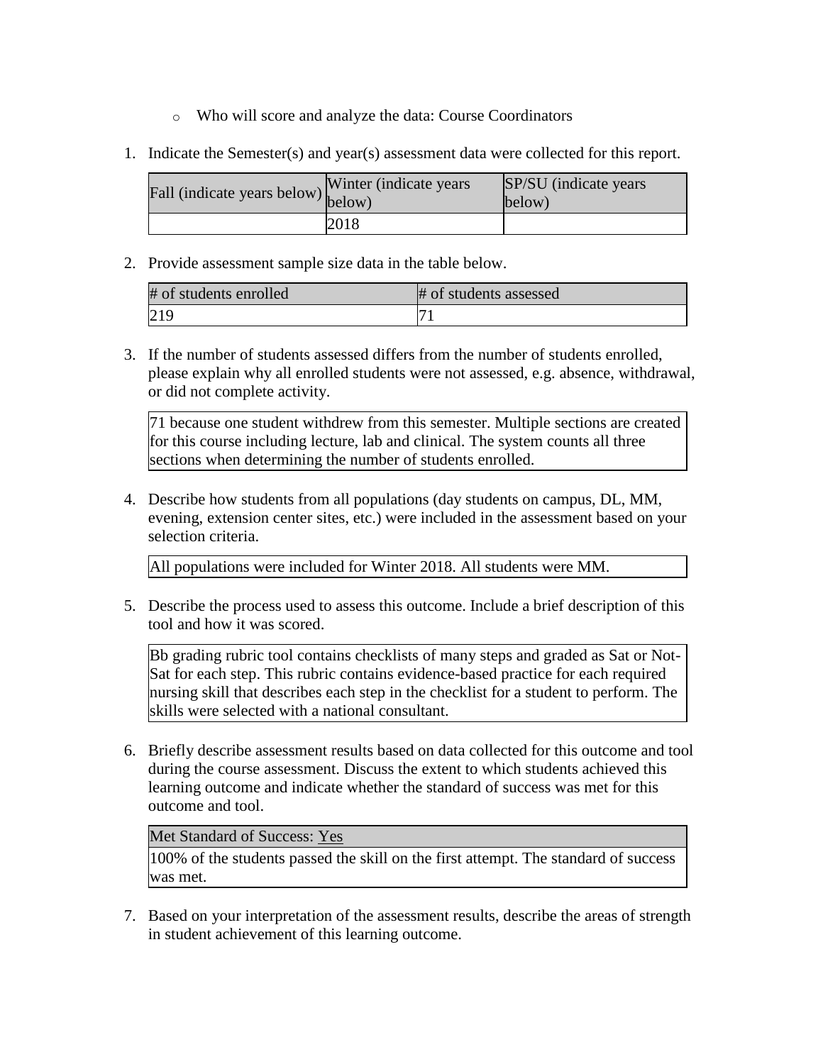- Who will score and analyze the data: Course Coordinators

1. Indicate the Semester(s) and year(s) assessment data were collected for this report.

| Fall (indicate years below) | Winter (indicate years below) | SP/SU (indicate years below) |
|---|---|---|
| | 2018 | |

2. Provide assessment sample size data in the table below.

| # of students enrolled | # of students assessed |
|---|---|
| 219 | 71 |

3. If the number of students assessed differs from the number of students enrolled, please explain why all enrolled students were not assessed, e.g. absence, withdrawal, or did not complete activity.

| 71 because one student withdrew from this semester. Multiple sections are created for this course including lecture, lab and clinical. The system counts all three sections when determining the number of students enrolled. |
|---|

4. Describe how students from all populations (day students on campus, DL, MM, evening, extension center sites, etc.) were included in the assessment based on your selection criteria.

| All populations were included for Winter 2018. All students were MM. |
|---|

5. Describe the process used to assess this outcome. Include a brief description of this tool and how it was scored.

| Bb grading rubric tool contains checklists of many steps and graded as Sat or Not-Sat for each step. This rubric contains evidence-based practice for each required nursing skill that describes each step in the checklist for a student to perform. The skills were selected with a national consultant. |
|---|

6. Briefly describe assessment results based on data collected for this outcome and tool during the course assessment. Discuss the extent to which students achieved this learning outcome and indicate whether the standard of success was met for this outcome and tool.

| Met Standard of Success: Yes |
|---|
| 100% of the students passed the skill on the first attempt. The standard of success was met. |

7. Based on your interpretation of the assessment results, describe the areas of strength in student achievement of this learning outcome.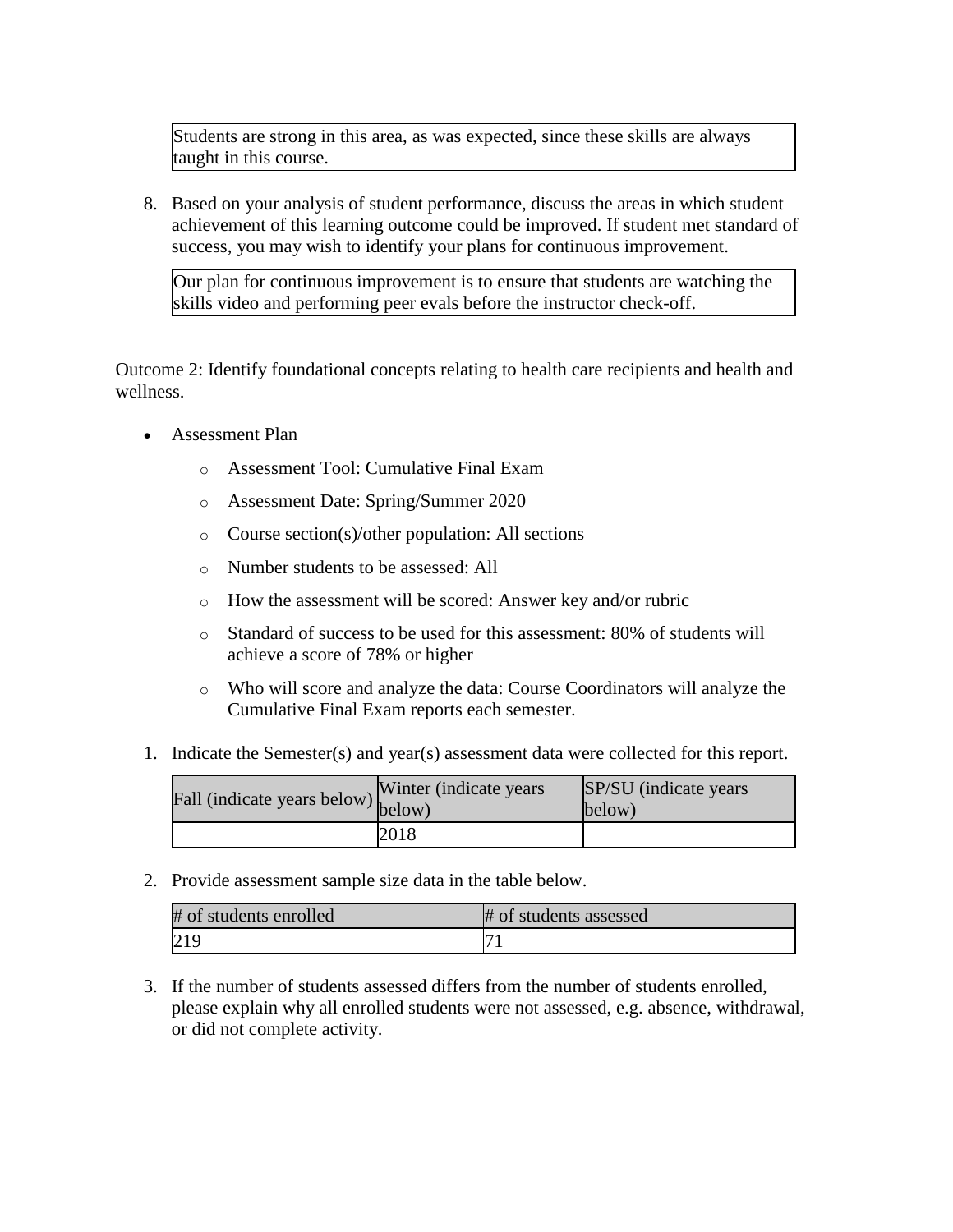Students are strong in this area, as was expected, since these skills are always taught in this course.

8. Based on your analysis of student performance, discuss the areas in which student achievement of this learning outcome could be improved. If student met standard of success, you may wish to identify your plans for continuous improvement.

Our plan for continuous improvement is to ensure that students are watching the skills video and performing peer evals before the instructor check-off.

Outcome 2: Identify foundational concepts relating to health care recipients and health and wellness.

- Assessment Plan
  - Assessment Tool: Cumulative Final Exam
  - Assessment Date: Spring/Summer 2020
  - Course section(s)/other population: All sections
  - Number students to be assessed: All
  - How the assessment will be scored: Answer key and/or rubric
  - Standard of success to be used for this assessment: 80% of students will achieve a score of 78% or higher
  - Who will score and analyze the data: Course Coordinators will analyze the Cumulative Final Exam reports each semester.

1. Indicate the Semester(s) and year(s) assessment data were collected for this report.

| Fall (indicate years below) | Winter (indicate years below) | SP/SU (indicate years below) |
| --- | --- | --- |
| | 2018 | |

2. Provide assessment sample size data in the table below.

| # of students enrolled | # of students assessed |
| --- | --- |
| 219 | 71 |

3. If the number of students assessed differs from the number of students enrolled, please explain why all enrolled students were not assessed, e.g. absence, withdrawal, or did not complete activity.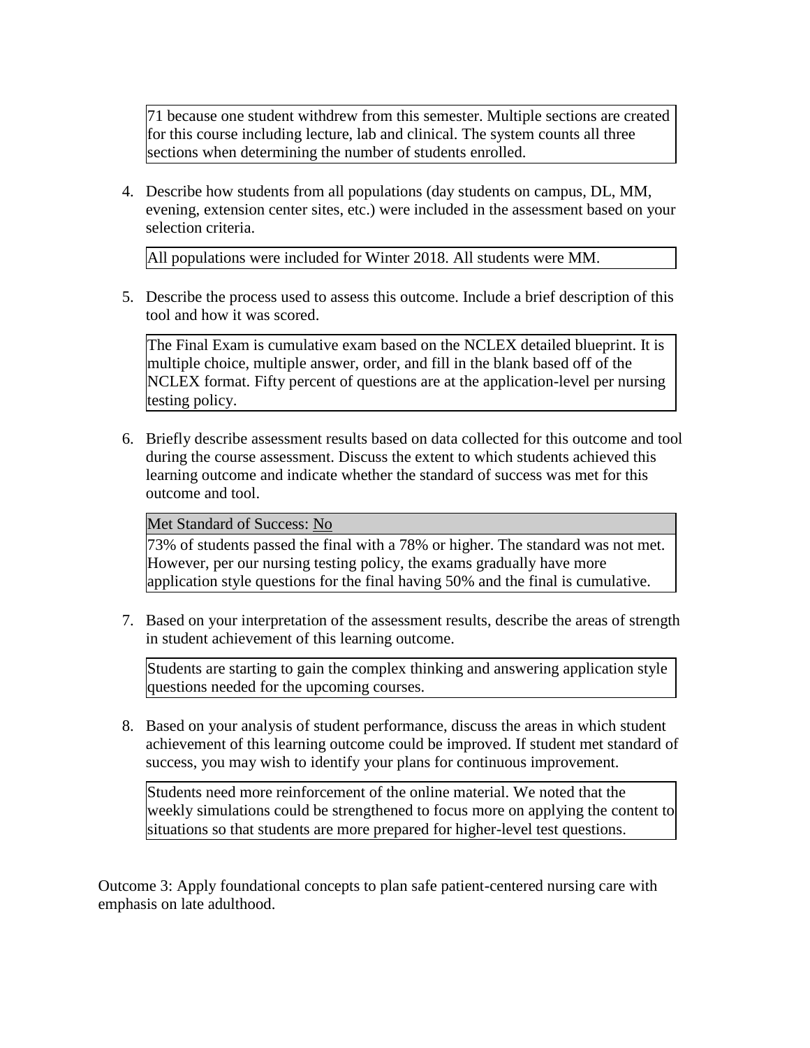71 because one student withdrew from this semester. Multiple sections are created for this course including lecture, lab and clinical. The system counts all three sections when determining the number of students enrolled.

4. Describe how students from all populations (day students on campus, DL, MM, evening, extension center sites, etc.) were included in the assessment based on your selection criteria.

All populations were included for Winter 2018. All students were MM.

5. Describe the process used to assess this outcome. Include a brief description of this tool and how it was scored.

The Final Exam is cumulative exam based on the NCLEX detailed blueprint. It is multiple choice, multiple answer, order, and fill in the blank based off of the NCLEX format. Fifty percent of questions are at the application-level per nursing testing policy.

6. Briefly describe assessment results based on data collected for this outcome and tool during the course assessment. Discuss the extent to which students achieved this learning outcome and indicate whether the standard of success was met for this outcome and tool.

Met Standard of Success: No

73% of students passed the final with a 78% or higher. The standard was not met. However, per our nursing testing policy, the exams gradually have more application style questions for the final having 50% and the final is cumulative.

7. Based on your interpretation of the assessment results, describe the areas of strength in student achievement of this learning outcome.

Students are starting to gain the complex thinking and answering application style questions needed for the upcoming courses.

8. Based on your analysis of student performance, discuss the areas in which student achievement of this learning outcome could be improved. If student met standard of success, you may wish to identify your plans for continuous improvement.

Students need more reinforcement of the online material. We noted that the weekly simulations could be strengthened to focus more on applying the content to situations so that students are more prepared for higher-level test questions.

Outcome 3: Apply foundational concepts to plan safe patient-centered nursing care with emphasis on late adulthood.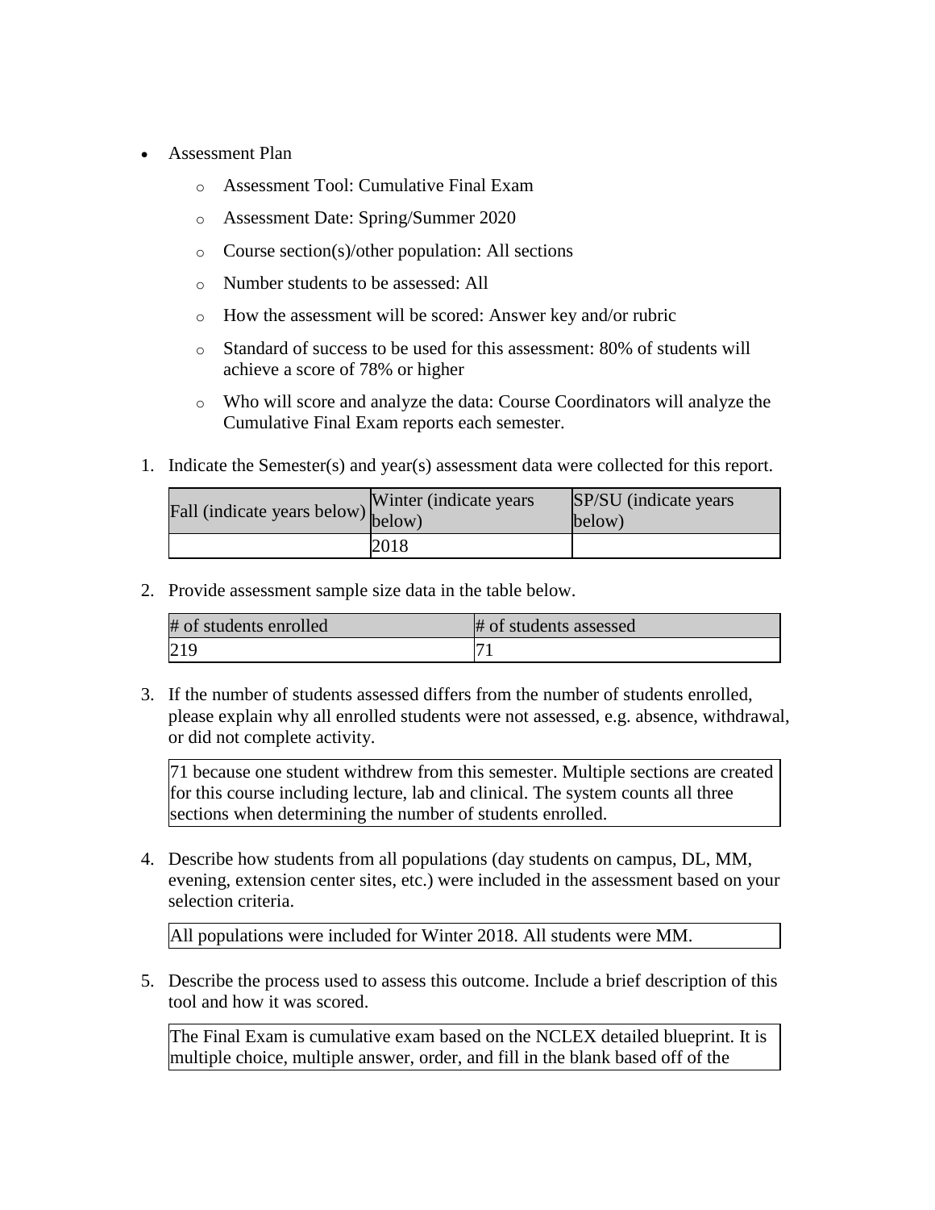- Assessment Plan
    - Assessment Tool: Cumulative Final Exam
    - Assessment Date: Spring/Summer 2020
    - Course section(s)/other population: All sections
    - Number students to be assessed: All
    - How the assessment will be scored: Answer key and/or rubric
    - Standard of success to be used for this assessment: 80% of students will achieve a score of 78% or higher
    - Who will score and analyze the data: Course Coordinators will analyze the Cumulative Final Exam reports each semester.

1. Indicate the Semester(s) and year(s) assessment data were collected for this report.

| Fall (indicate years below) | Winter (indicate years below) | SP/SU (indicate years below) |
|---|---|---|
| | 2018 | |

2. Provide assessment sample size data in the table below.

| # of students enrolled | # of students assessed |
|---|---|
| 219 | 71 |

3. If the number of students assessed differs from the number of students enrolled, please explain why all enrolled students were not assessed, e.g. absence, withdrawal, or did not complete activity.

| 71 because one student withdrew from this semester. Multiple sections are created for this course including lecture, lab and clinical. The system counts all three sections when determining the number of students enrolled. |
|---|

4. Describe how students from all populations (day students on campus, DL, MM, evening, extension center sites, etc.) were included in the assessment based on your selection criteria.

| All populations were included for Winter 2018. All students were MM. |
|---|

5. Describe the process used to assess this outcome. Include a brief description of this tool and how it was scored.

| The Final Exam is cumulative exam based on the NCLEX detailed blueprint. It is multiple choice, multiple answer, order, and fill in the blank based off of the |
|---|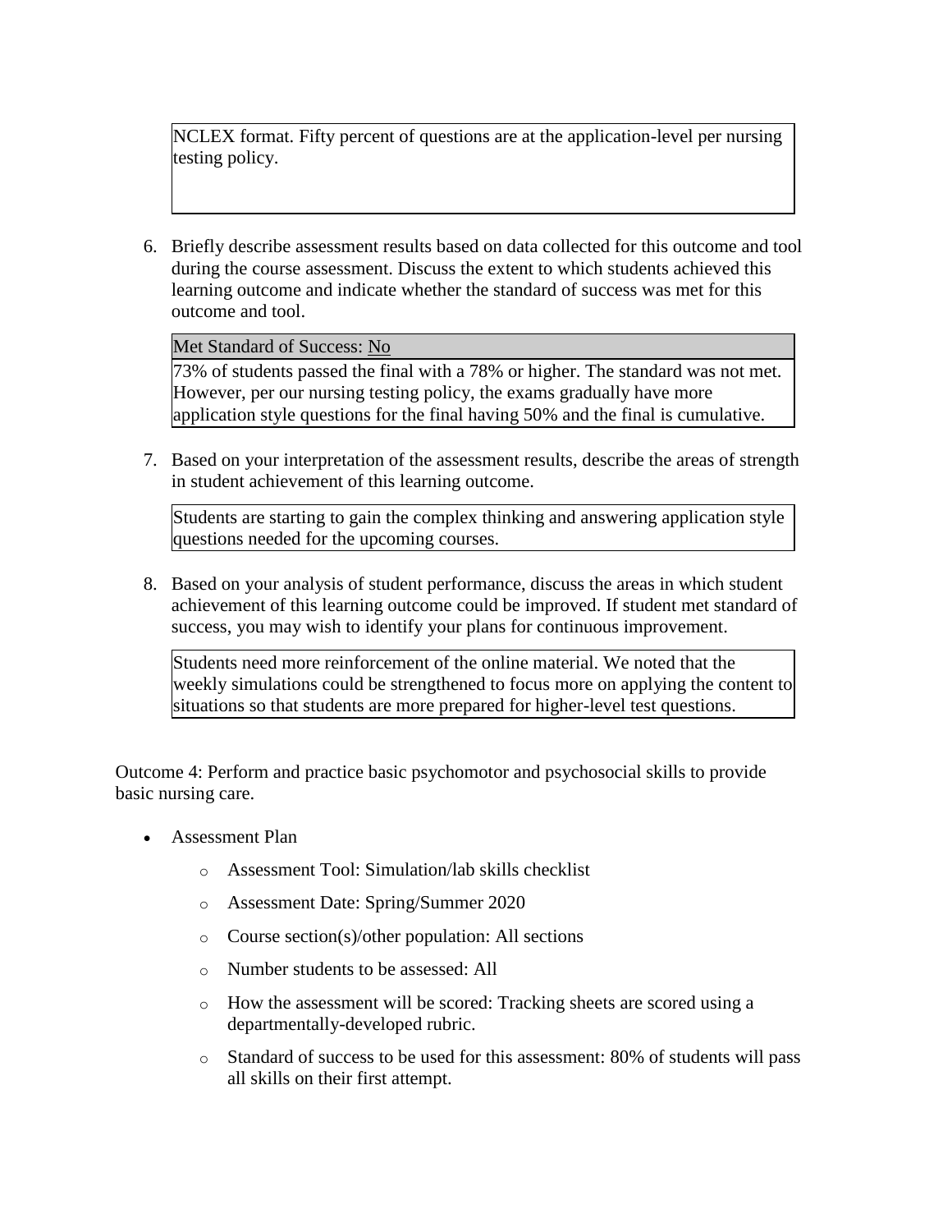NCLEX format. Fifty percent of questions are at the application-level per nursing testing policy.

6. Briefly describe assessment results based on data collected for this outcome and tool during the course assessment. Discuss the extent to which students achieved this learning outcome and indicate whether the standard of success was met for this outcome and tool.

| Met Standard of Success: No |
| --- |
| 73% of students passed the final with a 78% or higher. The standard was not met. However, per our nursing testing policy, the exams gradually have more application style questions for the final having 50% and the final is cumulative. |

7. Based on your interpretation of the assessment results, describe the areas of strength in student achievement of this learning outcome.

   Students are starting to gain the complex thinking and answering application style questions needed for the upcoming courses.

8. Based on your analysis of student performance, discuss the areas in which student achievement of this learning outcome could be improved. If student met standard of success, you may wish to identify your plans for continuous improvement.

   Students need more reinforcement of the online material. We noted that the weekly simulations could be strengthened to focus more on applying the content to situations so that students are more prepared for higher-level test questions.

Outcome 4: Perform and practice basic psychomotor and psychosocial skills to provide basic nursing care.

- Assessment Plan
  - Assessment Tool: Simulation/lab skills checklist
  - Assessment Date: Spring/Summer 2020
  - Course section(s)/other population: All sections
  - Number students to be assessed: All
  - How the assessment will be scored: Tracking sheets are scored using a departmentally-developed rubric.
  - Standard of success to be used for this assessment: 80% of students will pass all skills on their first attempt.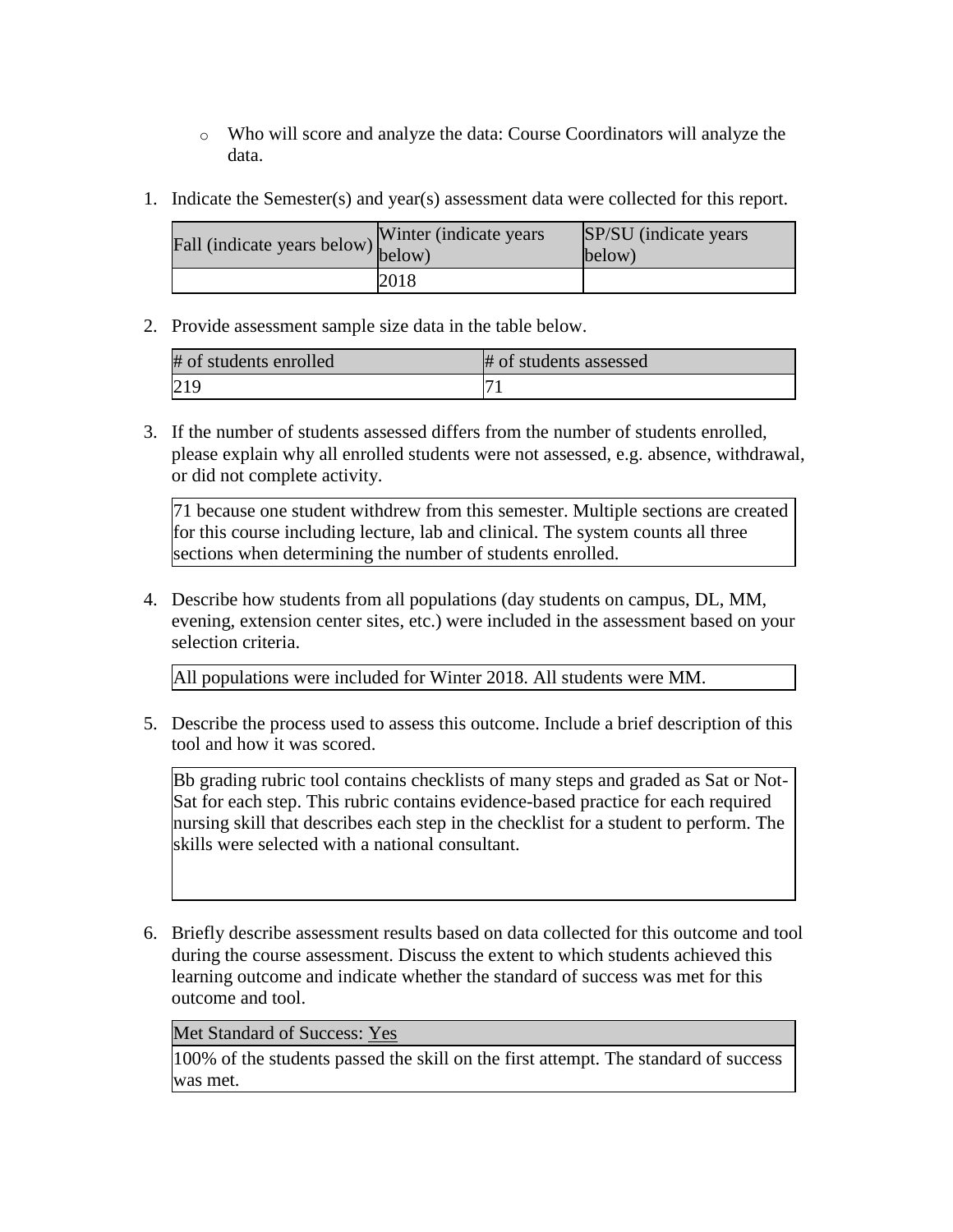- Who will score and analyze the data: Course Coordinators will analyze the data.

1. Indicate the Semester(s) and year(s) assessment data were collected for this report.

| Fall (indicate years below) | Winter (indicate years below) | SP/SU (indicate years below) |
|---|---|---|
| | 2018 | |

2. Provide assessment sample size data in the table below.

| # of students enrolled | # of students assessed |
|---|---|
| 219 | 71 |

3. If the number of students assessed differs from the number of students enrolled, please explain why all enrolled students were not assessed, e.g. absence, withdrawal, or did not complete activity.

| 71 because one student withdrew from this semester. Multiple sections are created for this course including lecture, lab and clinical. The system counts all three sections when determining the number of students enrolled. |
|---|

4. Describe how students from all populations (day students on campus, DL, MM, evening, extension center sites, etc.) were included in the assessment based on your selection criteria.

| All populations were included for Winter 2018. All students were MM. |
|---|

5. Describe the process used to assess this outcome. Include a brief description of this tool and how it was scored.

| Bb grading rubric tool contains checklists of many steps and graded as Sat or Not-Sat for each step. This rubric contains evidence-based practice for each required nursing skill that describes each step in the checklist for a student to perform. The skills were selected with a national consultant. |
|---|

6. Briefly describe assessment results based on data collected for this outcome and tool during the course assessment. Discuss the extent to which students achieved this learning outcome and indicate whether the standard of success was met for this outcome and tool.

| Met Standard of Success: Yes |
|---|
| 100% of the students passed the skill on the first attempt. The standard of success was met. |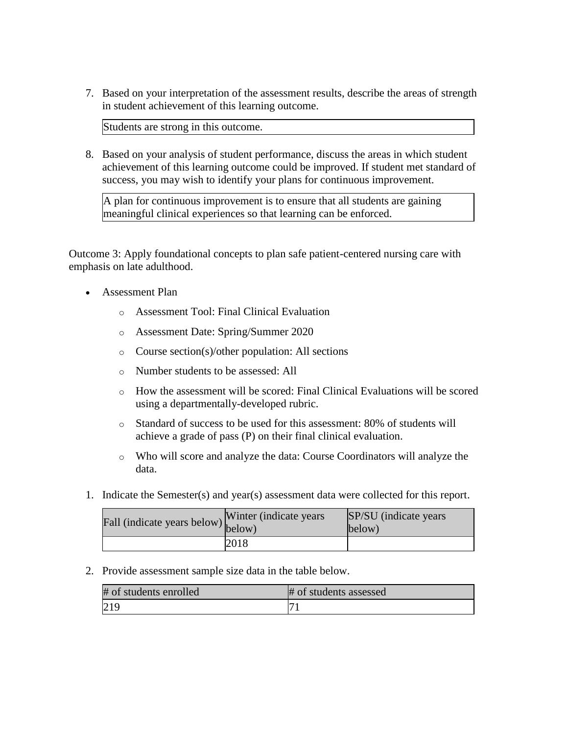7. Based on your interpretation of the assessment results, describe the areas of strength in student achievement of this learning outcome.

| Students are strong in this outcome. |
|---|

8. Based on your analysis of student performance, discuss the areas in which student achievement of this learning outcome could be improved. If student met standard of success, you may wish to identify your plans for continuous improvement.

| A plan for continuous improvement is to ensure that all students are gaining meaningful clinical experiences so that learning can be enforced. |
|---|

Outcome 3: Apply foundational concepts to plan safe patient-centered nursing care with emphasis on late adulthood.

- Assessment Plan
  - Assessment Tool: Final Clinical Evaluation
  - Assessment Date: Spring/Summer 2020
  - Course section(s)/other population: All sections
  - Number students to be assessed: All
  - How the assessment will be scored: Final Clinical Evaluations will be scored using a departmentally-developed rubric.
  - Standard of success to be used for this assessment: 80% of students will achieve a grade of pass (P) on their final clinical evaluation.
  - Who will score and analyze the data: Course Coordinators will analyze the data.

1. Indicate the Semester(s) and year(s) assessment data were collected for this report.

| Fall (indicate years below) | Winter (indicate years below) | SP/SU (indicate years below) |
|---|---|---|
| | 2018 | |

2. Provide assessment sample size data in the table below.

| # of students enrolled | # of students assessed |
|---|---|
| 219 | 71 |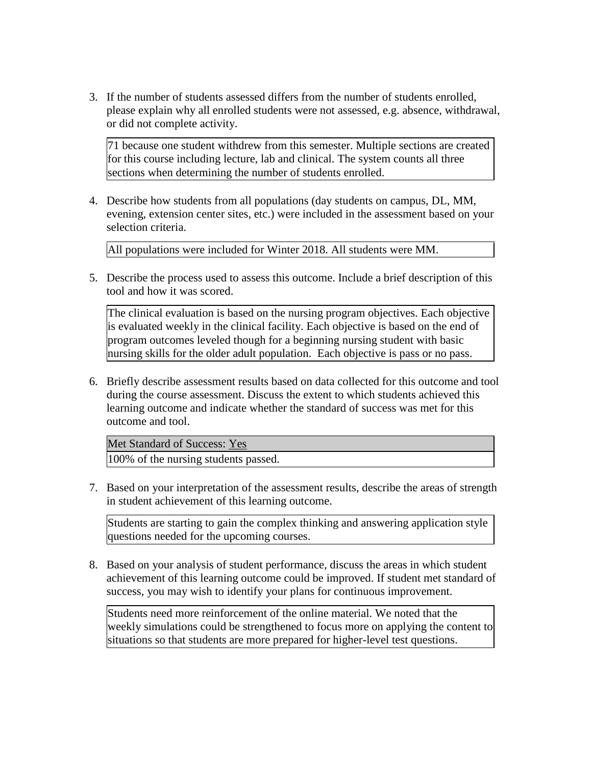3. If the number of students assessed differs from the number of students enrolled, please explain why all enrolled students were not assessed, e.g. absence, withdrawal, or did not complete activity.

   71 because one student withdrew from this semester. Multiple sections are created for this course including lecture, lab and clinical. The system counts all three sections when determining the number of students enrolled.

4. Describe how students from all populations (day students on campus, DL, MM, evening, extension center sites, etc.) were included in the assessment based on your selection criteria.

   All populations were included for Winter 2018. All students were MM.

5. Describe the process used to assess this outcome. Include a brief description of this tool and how it was scored.

   The clinical evaluation is based on the nursing program objectives. Each objective is evaluated weekly in the clinical facility. Each objective is based on the end of program outcomes leveled though for a beginning nursing student with basic nursing skills for the older adult population. Each objective is pass or no pass.

6. Briefly describe assessment results based on data collected for this outcome and tool during the course assessment. Discuss the extent to which students achieved this learning outcome and indicate whether the standard of success was met for this outcome and tool.

   Met Standard of Success: Yes

   100% of the nursing students passed.

7. Based on your interpretation of the assessment results, describe the areas of strength in student achievement of this learning outcome.

   Students are starting to gain the complex thinking and answering application style questions needed for the upcoming courses.

8. Based on your analysis of student performance, discuss the areas in which student achievement of this learning outcome could be improved. If student met standard of success, you may wish to identify your plans for continuous improvement.

   Students need more reinforcement of the online material. We noted that the weekly simulations could be strengthened to focus more on applying the content to situations so that students are more prepared for higher-level test questions.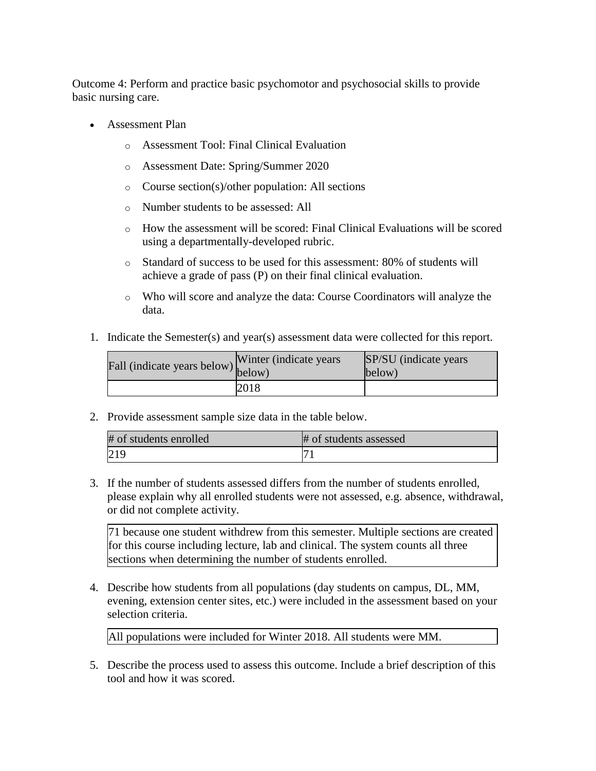Outcome 4: Perform and practice basic psychomotor and psychosocial skills to provide basic nursing care.

- Assessment Plan
  - Assessment Tool: Final Clinical Evaluation
  - Assessment Date: Spring/Summer 2020
  - Course section(s)/other population: All sections
  - Number students to be assessed: All
  - How the assessment will be scored: Final Clinical Evaluations will be scored using a departmentally-developed rubric.
  - Standard of success to be used for this assessment: 80% of students will achieve a grade of pass (P) on their final clinical evaluation.
  - Who will score and analyze the data: Course Coordinators will analyze the data.

1. Indicate the Semester(s) and year(s) assessment data were collected for this report.

| Fall (indicate years below) | Winter (indicate years below) | SP/SU (indicate years below) |
|---|---|---|
| | 2018 | |

2. Provide assessment sample size data in the table below.

| # of students enrolled | # of students assessed |
|---|---|
| 219 | 71 |

3. If the number of students assessed differs from the number of students enrolled, please explain why all enrolled students were not assessed, e.g. absence, withdrawal, or did not complete activity.

71 because one student withdrew from this semester. Multiple sections are created for this course including lecture, lab and clinical. The system counts all three sections when determining the number of students enrolled.

4. Describe how students from all populations (day students on campus, DL, MM, evening, extension center sites, etc.) were included in the assessment based on your selection criteria.

All populations were included for Winter 2018. All students were MM.

5. Describe the process used to assess this outcome. Include a brief description of this tool and how it was scored.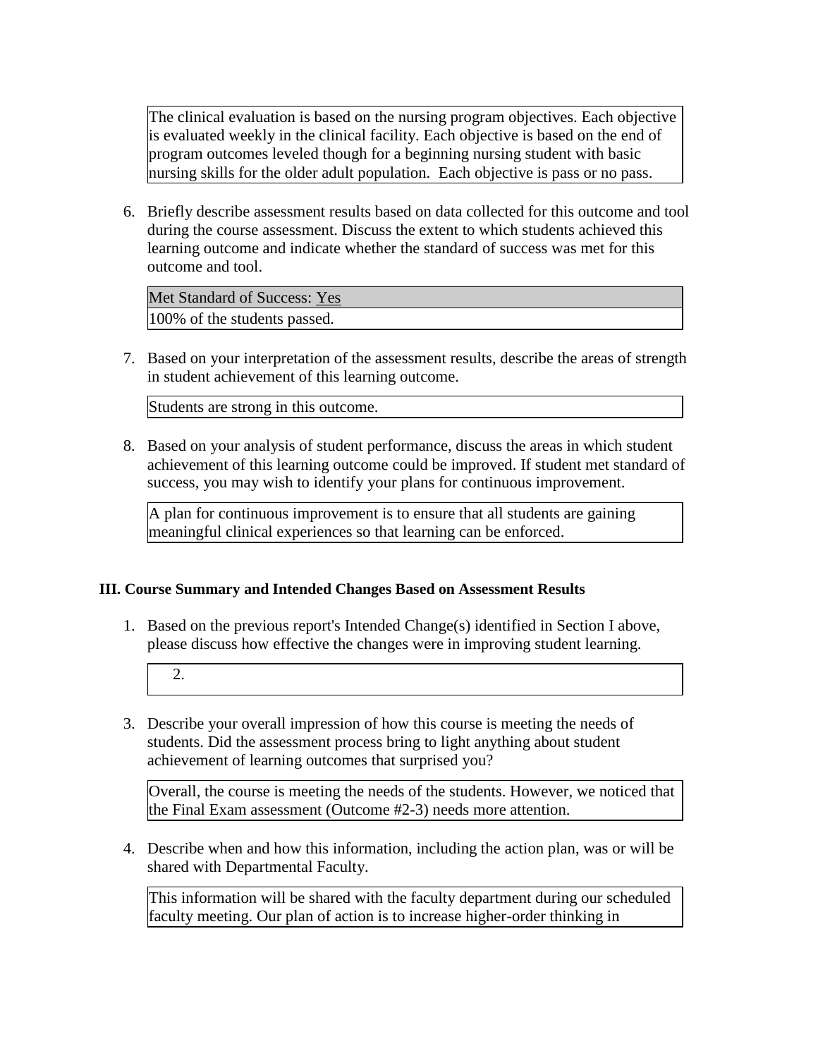The clinical evaluation is based on the nursing program objectives. Each objective is evaluated weekly in the clinical facility. Each objective is based on the end of program outcomes leveled though for a beginning nursing student with basic nursing skills for the older adult population.  Each objective is pass or no pass.

6. Briefly describe assessment results based on data collected for this outcome and tool during the course assessment. Discuss the extent to which students achieved this learning outcome and indicate whether the standard of success was met for this outcome and tool.

| Met Standard of Success: Yes |
|---|
| 100% of the students passed. |

7. Based on your interpretation of the assessment results, describe the areas of strength in student achievement of this learning outcome.

Students are strong in this outcome.

8. Based on your analysis of student performance, discuss the areas in which student achievement of this learning outcome could be improved. If student met standard of success, you may wish to identify your plans for continuous improvement.

A plan for continuous improvement is to ensure that all students are gaining meaningful clinical experiences so that learning can be enforced.

**III. Course Summary and Intended Changes Based on Assessment Results**

1. Based on the previous report's Intended Change(s) identified in Section I above, please discuss how effective the changes were in improving student learning.

    2.

3. Describe your overall impression of how this course is meeting the needs of students. Did the assessment process bring to light anything about student achievement of learning outcomes that surprised you?

Overall, the course is meeting the needs of the students. However, we noticed that the Final Exam assessment (Outcome #2-3) needs more attention.

4. Describe when and how this information, including the action plan, was or will be shared with Departmental Faculty.

This information will be shared with the faculty department during our scheduled faculty meeting. Our plan of action is to increase higher-order thinking in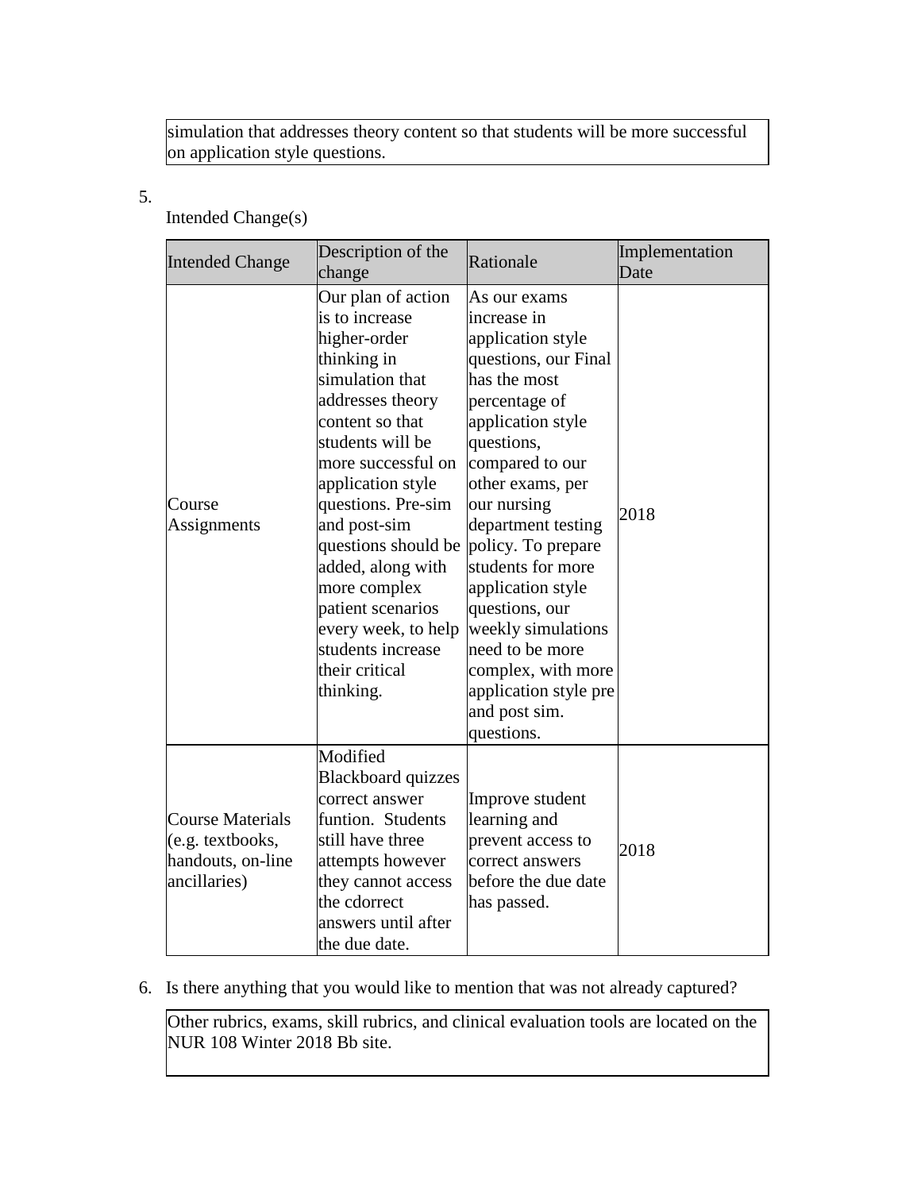simulation that addresses theory content so that students will be more successful on application style questions.

5. Intended Change(s)

| Intended Change | Description of the change | Rationale | Implementation Date |
|---|---|---|---|
| Course Assignments | Our plan of action is to increase higher-order thinking in simulation that addresses theory content so that students will be more successful on application style questions. Pre-sim and post-sim questions should be added, along with more complex patient scenarios every week, to help students increase their critical thinking. | As our exams increase in application style questions, our Final has the most percentage of application style questions, compared to our other exams, per our nursing department testing policy. To prepare students for more application style questions, our weekly simulations need to be more complex, with more application style pre and post sim. questions. | 2018 |
| Course Materials (e.g. textbooks, handouts, on-line ancillaries) | Modified Blackboard quizzes correct answer funtion. Students still have three attempts however they cannot access the cdorrect answers until after the due date. | Improve student learning and prevent access to correct answers before the due date has passed. | 2018 |

6. Is there anything that you would like to mention that was not already captured?

Other rubrics, exams, skill rubrics, and clinical evaluation tools are located on the NUR 108 Winter 2018 Bb site.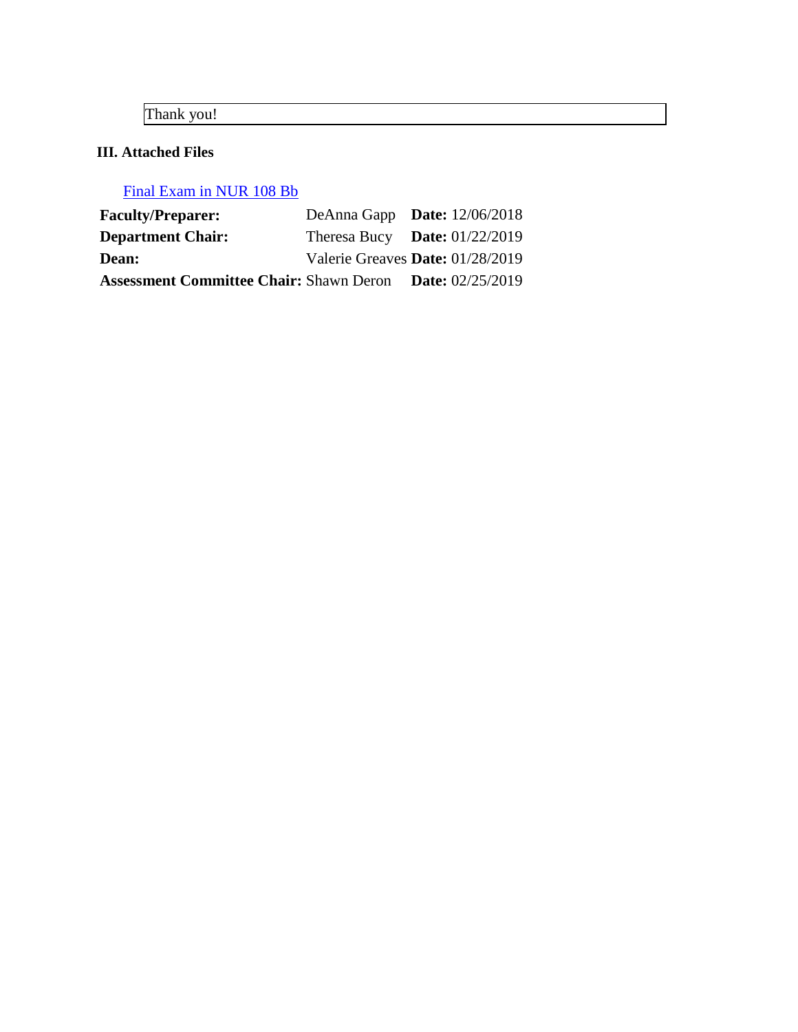Thank you!

### III. Attached Files

[Final Exam in NUR 108 Bb]

| | | |
|---|---|---|
| **Faculty/Preparer:** | DeAnna Gapp | **Date:** 12/06/2018 |
| **Department Chair:** | Theresa Bucy | **Date:** 01/22/2019 |
| **Dean:** | Valerie Greaves | **Date:** 01/28/2019 |
| **Assessment Committee Chair:** | Shawn Deron | **Date:** 02/25/2019 |